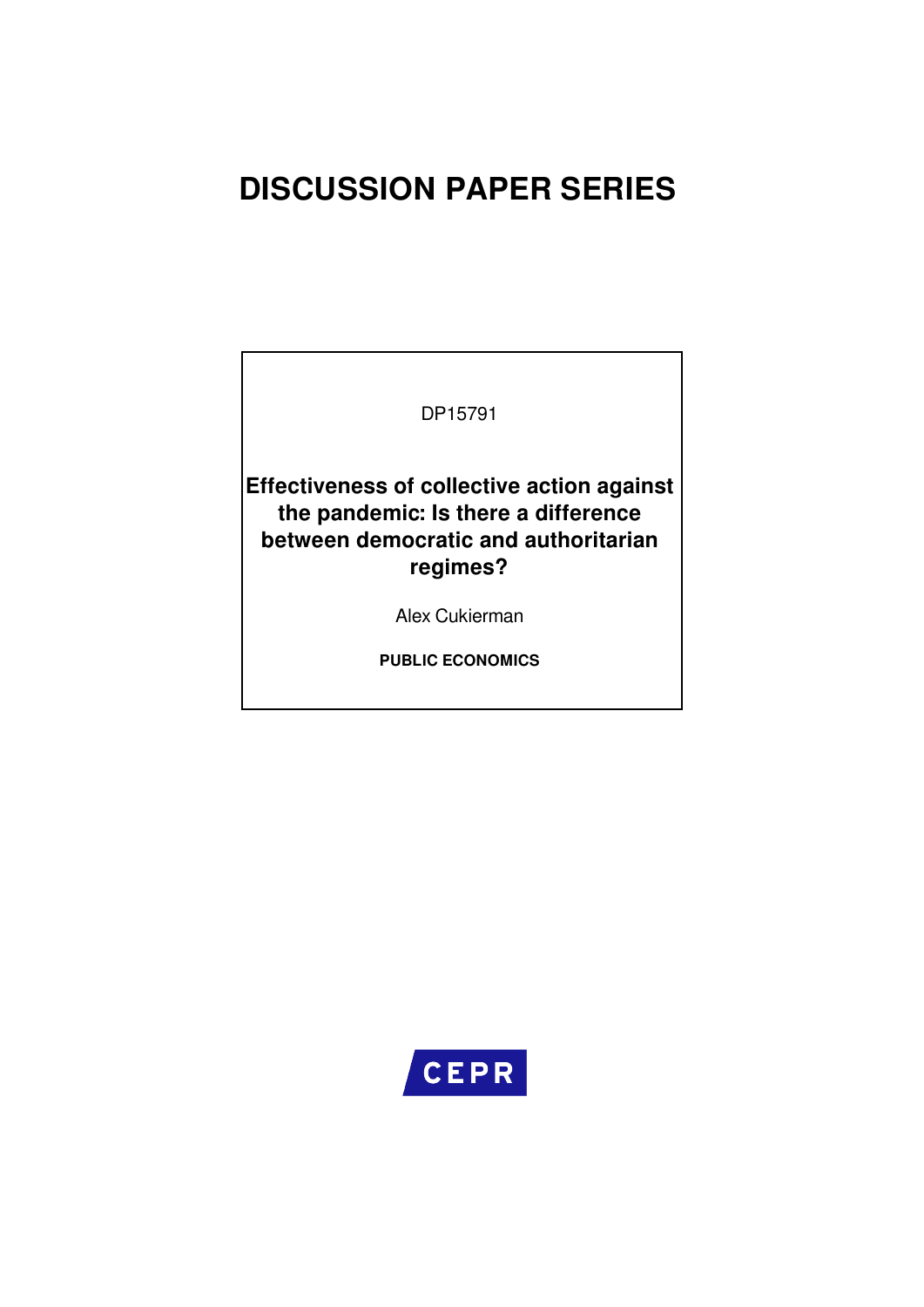# DISCUSSION PAPER SERIES

DP15791

**Effectiveness of collective action against the pandemic: Is there a difference between democratic and authoritarian regimes?**

Alex Cukierman

**PUBLIC ECONOMICS**

CEPR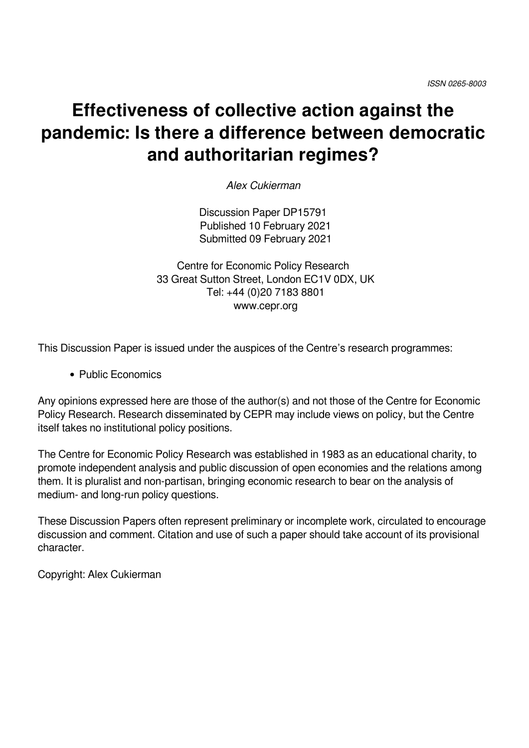ISSN 0265-8003

# Effectiveness of collective action against the pandemic: Is there a difference between democratic and authoritarian regimes?

*Alex Cukierman*

Discussion Paper DP15791
Published 10 February 2021
Submitted 09 February 2021

Centre for Economic Policy Research
33 Great Sutton Street, London EC1V 0DX, UK
Tel: +44 (0)20 7183 8801
www.cepr.org

This Discussion Paper is issued under the auspices of the Centre's research programmes:

- Public Economics

Any opinions expressed here are those of the author(s) and not those of the Centre for Economic Policy Research. Research disseminated by CEPR may include views on policy, but the Centre itself takes no institutional policy positions.

The Centre for Economic Policy Research was established in 1983 as an educational charity, to promote independent analysis and public discussion of open economies and the relations among them. It is pluralist and non-partisan, bringing economic research to bear on the analysis of medium- and long-run policy questions.

These Discussion Papers often represent preliminary or incomplete work, circulated to encourage discussion and comment. Citation and use of such a paper should take account of its provisional character.

Copyright: Alex Cukierman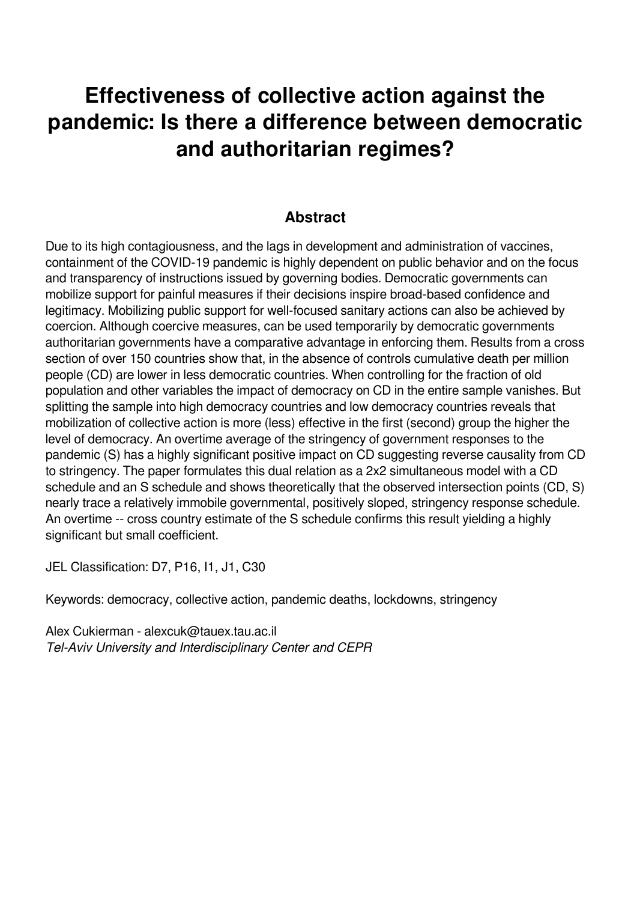# Effectiveness of collective action against the pandemic: Is there a difference between democratic and authoritarian regimes?

## Abstract

Due to its high contagiousness, and the lags in development and administration of vaccines, containment of the COVID-19 pandemic is highly dependent on public behavior and on the focus and transparency of instructions issued by governing bodies. Democratic governments can mobilize support for painful measures if their decisions inspire broad-based confidence and legitimacy. Mobilizing public support for well-focused sanitary actions can also be achieved by coercion. Although coercive measures, can be used temporarily by democratic governments authoritarian governments have a comparative advantage in enforcing them. Results from a cross section of over 150 countries show that, in the absence of controls cumulative death per million people (CD) are lower in less democratic countries. When controlling for the fraction of old population and other variables the impact of democracy on CD in the entire sample vanishes. But splitting the sample into high democracy countries and low democracy countries reveals that mobilization of collective action is more (less) effective in the first (second) group the higher the level of democracy. An overtime average of the stringency of government responses to the pandemic (S) has a highly significant positive impact on CD suggesting reverse causality from CD to stringency. The paper formulates this dual relation as a 2x2 simultaneous model with a CD schedule and an S schedule and shows theoretically that the observed intersection points (CD, S) nearly trace a relatively immobile governmental, positively sloped, stringency response schedule. An overtime -- cross country estimate of the S schedule confirms this result yielding a highly significant but small coefficient.

JEL Classification: D7, P16, I1, J1, C30

Keywords: democracy, collective action, pandemic deaths, lockdowns, stringency

Alex Cukierman - alexcuk@tauex.tau.ac.il
*Tel-Aviv University and Interdisciplinary Center and CEPR*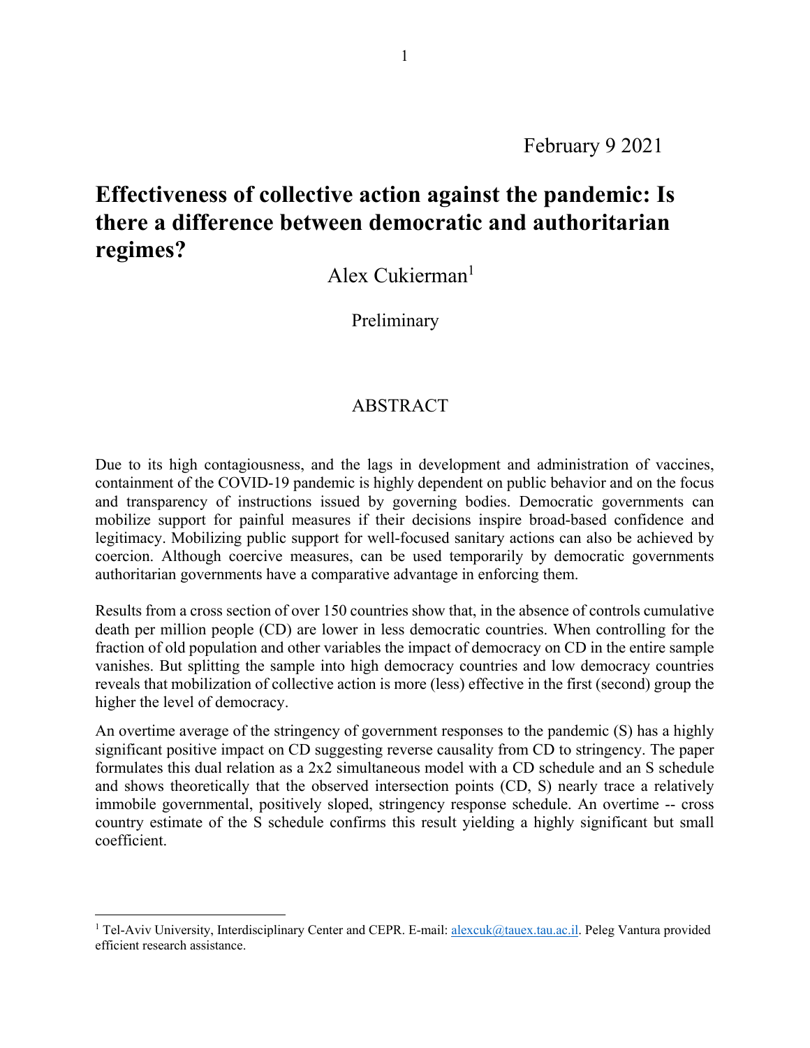February 9 2021

# Effectiveness of collective action against the pandemic: Is there a difference between democratic and authoritarian regimes?

Alex Cukierman[1]

Preliminary

## ABSTRACT

Due to its high contagiousness, and the lags in development and administration of vaccines, containment of the COVID-19 pandemic is highly dependent on public behavior and on the focus and transparency of instructions issued by governing bodies. Democratic governments can mobilize support for painful measures if their decisions inspire broad-based confidence and legitimacy. Mobilizing public support for well-focused sanitary actions can also be achieved by coercion. Although coercive measures, can be used temporarily by democratic governments authoritarian governments have a comparative advantage in enforcing them.

Results from a cross section of over 150 countries show that, in the absence of controls cumulative death per million people (CD) are lower in less democratic countries. When controlling for the fraction of old population and other variables the impact of democracy on CD in the entire sample vanishes. But splitting the sample into high democracy countries and low democracy countries reveals that mobilization of collective action is more (less) effective in the first (second) group the higher the level of democracy.

An overtime average of the stringency of government responses to the pandemic (S) has a highly significant positive impact on CD suggesting reverse causality from CD to stringency. The paper formulates this dual relation as a 2x2 simultaneous model with a CD schedule and an S schedule and shows theoretically that the observed intersection points (CD, S) nearly trace a relatively immobile governmental, positively sloped, stringency response schedule. An overtime -- cross country estimate of the S schedule confirms this result yielding a highly significant but small coefficient.

[1] Tel-Aviv University, Interdisciplinary Center and CEPR. E-mail: alexcuk@tauex.tau.ac.il. Peleg Vantura provided efficient research assistance.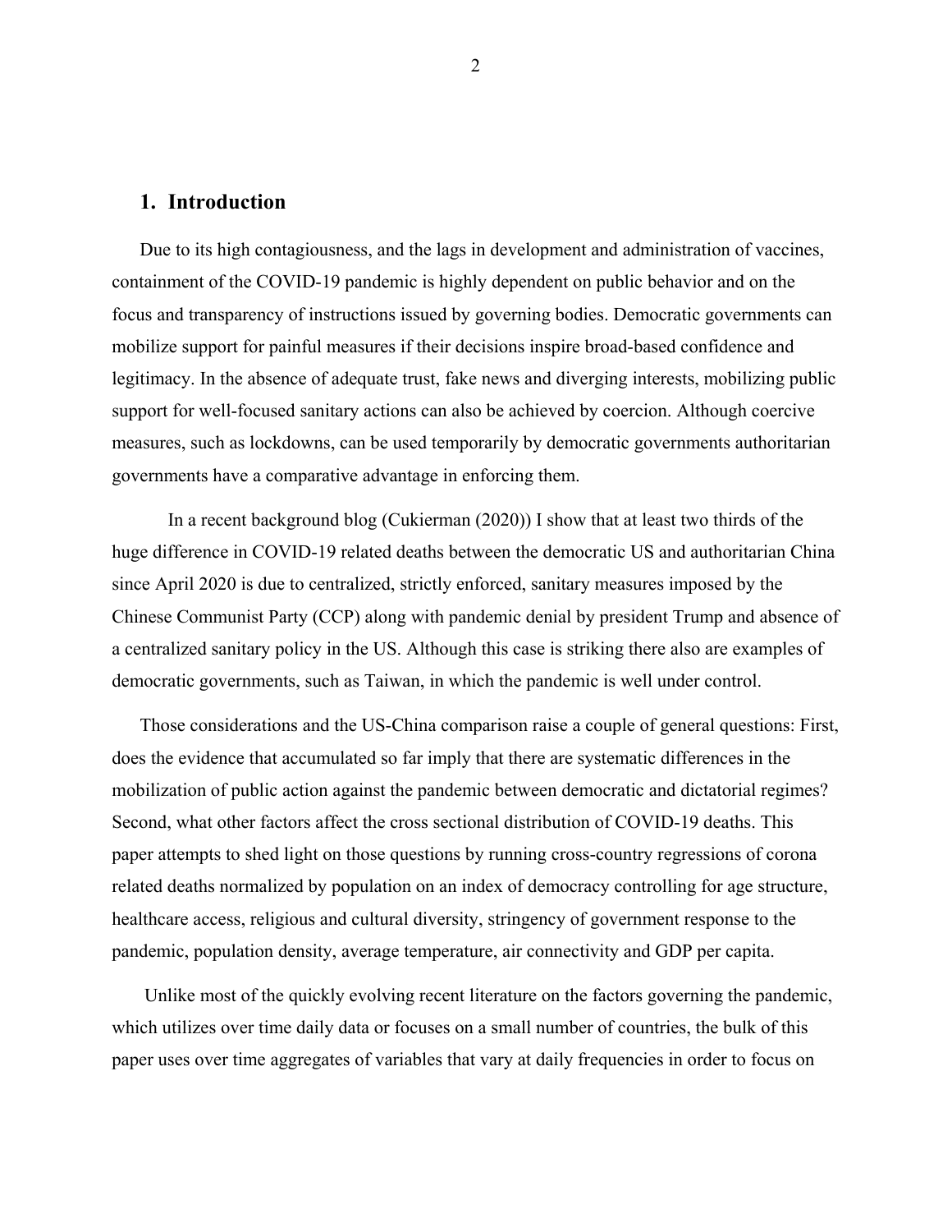## 1. Introduction

Due to its high contagiousness, and the lags in development and administration of vaccines, containment of the COVID-19 pandemic is highly dependent on public behavior and on the focus and transparency of instructions issued by governing bodies. Democratic governments can mobilize support for painful measures if their decisions inspire broad-based confidence and legitimacy. In the absence of adequate trust, fake news and diverging interests, mobilizing public support for well-focused sanitary actions can also be achieved by coercion. Although coercive measures, such as lockdowns, can be used temporarily by democratic governments authoritarian governments have a comparative advantage in enforcing them.

In a recent background blog (Cukierman (2020)) I show that at least two thirds of the huge difference in COVID-19 related deaths between the democratic US and authoritarian China since April 2020 is due to centralized, strictly enforced, sanitary measures imposed by the Chinese Communist Party (CCP) along with pandemic denial by president Trump and absence of a centralized sanitary policy in the US. Although this case is striking there also are examples of democratic governments, such as Taiwan, in which the pandemic is well under control.

Those considerations and the US-China comparison raise a couple of general questions: First, does the evidence that accumulated so far imply that there are systematic differences in the mobilization of public action against the pandemic between democratic and dictatorial regimes? Second, what other factors affect the cross sectional distribution of COVID-19 deaths. This paper attempts to shed light on those questions by running cross-country regressions of corona related deaths normalized by population on an index of democracy controlling for age structure, healthcare access, religious and cultural diversity, stringency of government response to the pandemic, population density, average temperature, air connectivity and GDP per capita.

Unlike most of the quickly evolving recent literature on the factors governing the pandemic, which utilizes over time daily data or focuses on a small number of countries, the bulk of this paper uses over time aggregates of variables that vary at daily frequencies in order to focus on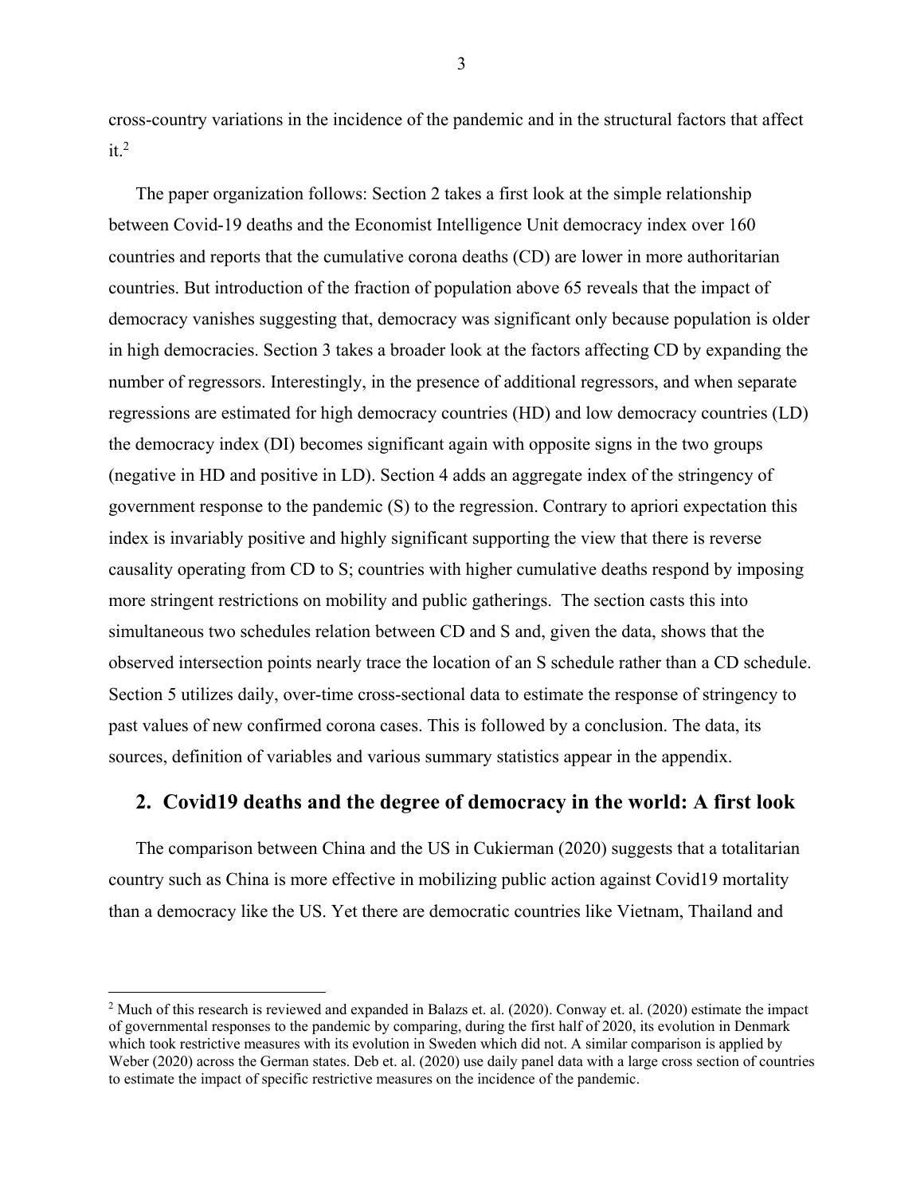cross-country variations in the incidence of the pandemic and in the structural factors that affect it.[2]

The paper organization follows: Section 2 takes a first look at the simple relationship between Covid-19 deaths and the Economist Intelligence Unit democracy index over 160 countries and reports that the cumulative corona deaths (CD) are lower in more authoritarian countries. But introduction of the fraction of population above 65 reveals that the impact of democracy vanishes suggesting that, democracy was significant only because population is older in high democracies. Section 3 takes a broader look at the factors affecting CD by expanding the number of regressors. Interestingly, in the presence of additional regressors, and when separate regressions are estimated for high democracy countries (HD) and low democracy countries (LD) the democracy index (DI) becomes significant again with opposite signs in the two groups (negative in HD and positive in LD). Section 4 adds an aggregate index of the stringency of government response to the pandemic (S) to the regression. Contrary to apriori expectation this index is invariably positive and highly significant supporting the view that there is reverse causality operating from CD to S; countries with higher cumulative deaths respond by imposing more stringent restrictions on mobility and public gatherings. The section casts this into simultaneous two schedules relation between CD and S and, given the data, shows that the observed intersection points nearly trace the location of an S schedule rather than a CD schedule. Section 5 utilizes daily, over-time cross-sectional data to estimate the response of stringency to past values of new confirmed corona cases. This is followed by a conclusion. The data, its sources, definition of variables and various summary statistics appear in the appendix.

## 2. Covid19 deaths and the degree of democracy in the world: A first look

The comparison between China and the US in Cukierman (2020) suggests that a totalitarian country such as China is more effective in mobilizing public action against Covid19 mortality than a democracy like the US. Yet there are democratic countries like Vietnam, Thailand and

[2] Much of this research is reviewed and expanded in Balazs et. al. (2020). Conway et. al. (2020) estimate the impact of governmental responses to the pandemic by comparing, during the first half of 2020, its evolution in Denmark which took restrictive measures with its evolution in Sweden which did not. A similar comparison is applied by Weber (2020) across the German states. Deb et. al. (2020) use daily panel data with a large cross section of countries to estimate the impact of specific restrictive measures on the incidence of the pandemic.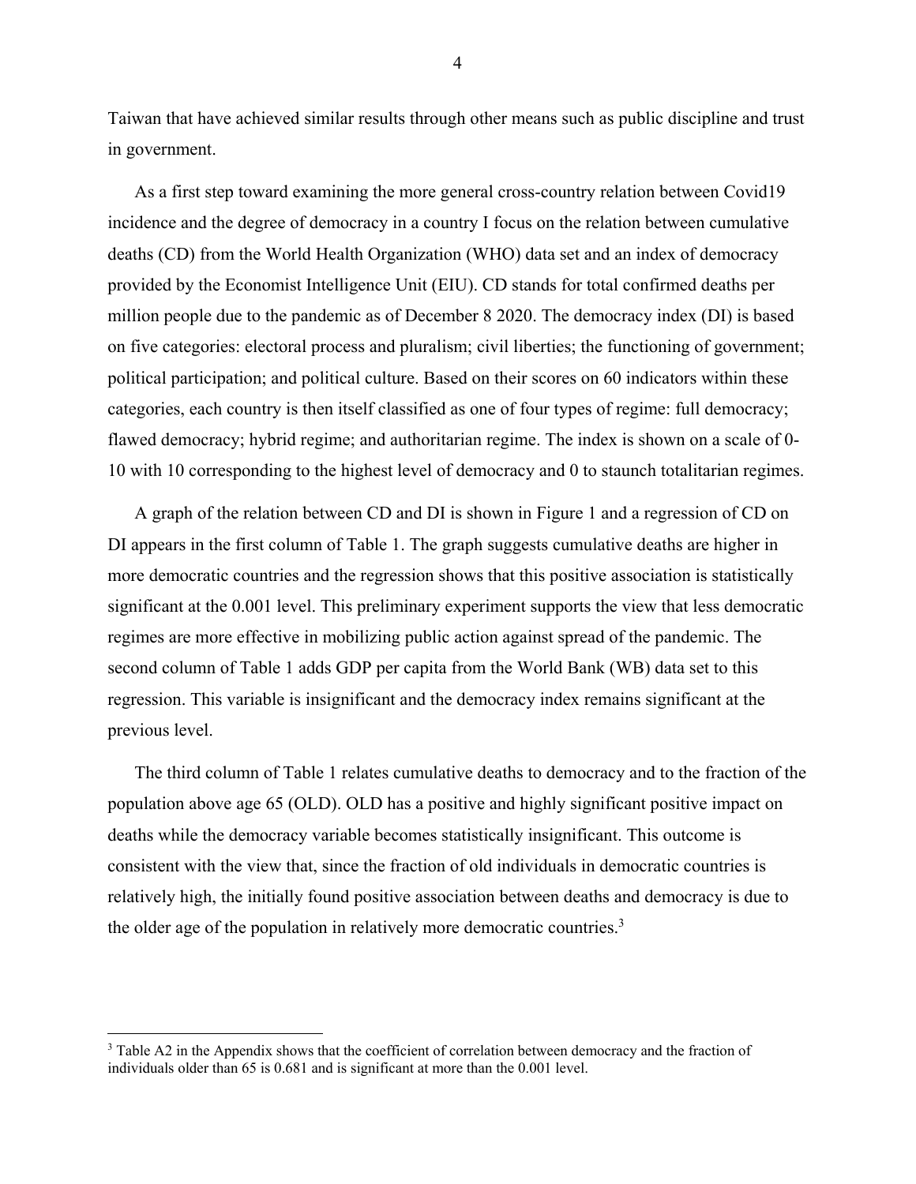Taiwan that have achieved similar results through other means such as public discipline and trust in government.

As a first step toward examining the more general cross-country relation between Covid19 incidence and the degree of democracy in a country I focus on the relation between cumulative deaths (CD) from the World Health Organization (WHO) data set and an index of democracy provided by the Economist Intelligence Unit (EIU). CD stands for total confirmed deaths per million people due to the pandemic as of December 8 2020. The democracy index (DI) is based on five categories: electoral process and pluralism; civil liberties; the functioning of government; political participation; and political culture. Based on their scores on 60 indicators within these categories, each country is then itself classified as one of four types of regime: full democracy; flawed democracy; hybrid regime; and authoritarian regime. The index is shown on a scale of 0-10 with 10 corresponding to the highest level of democracy and 0 to staunch totalitarian regimes.

A graph of the relation between CD and DI is shown in Figure 1 and a regression of CD on DI appears in the first column of Table 1. The graph suggests cumulative deaths are higher in more democratic countries and the regression shows that this positive association is statistically significant at the 0.001 level. This preliminary experiment supports the view that less democratic regimes are more effective in mobilizing public action against spread of the pandemic. The second column of Table 1 adds GDP per capita from the World Bank (WB) data set to this regression. This variable is insignificant and the democracy index remains significant at the previous level.

The third column of Table 1 relates cumulative deaths to democracy and to the fraction of the population above age 65 (OLD). OLD has a positive and highly significant positive impact on deaths while the democracy variable becomes statistically insignificant. This outcome is consistent with the view that, since the fraction of old individuals in democratic countries is relatively high, the initially found positive association between deaths and democracy is due to the older age of the population in relatively more democratic countries.[3]

[3] Table A2 in the Appendix shows that the coefficient of correlation between democracy and the fraction of individuals older than 65 is 0.681 and is significant at more than the 0.001 level.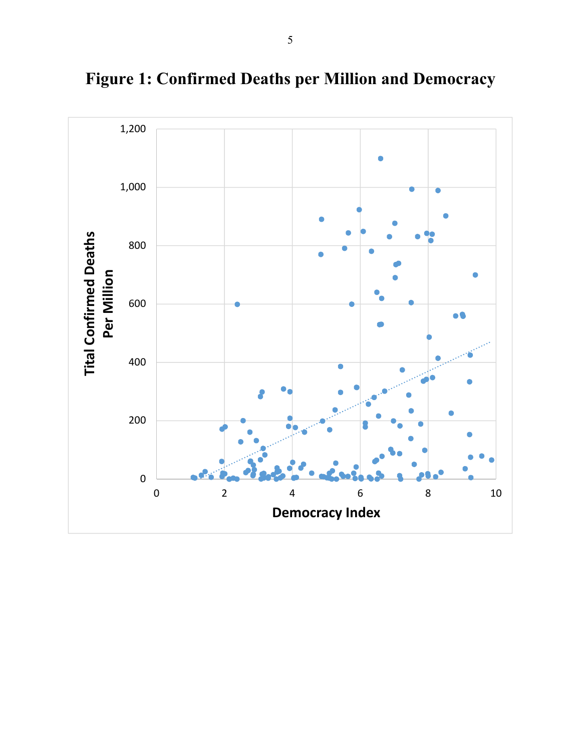# Figure 1: Confirmed Deaths per Million and Democracy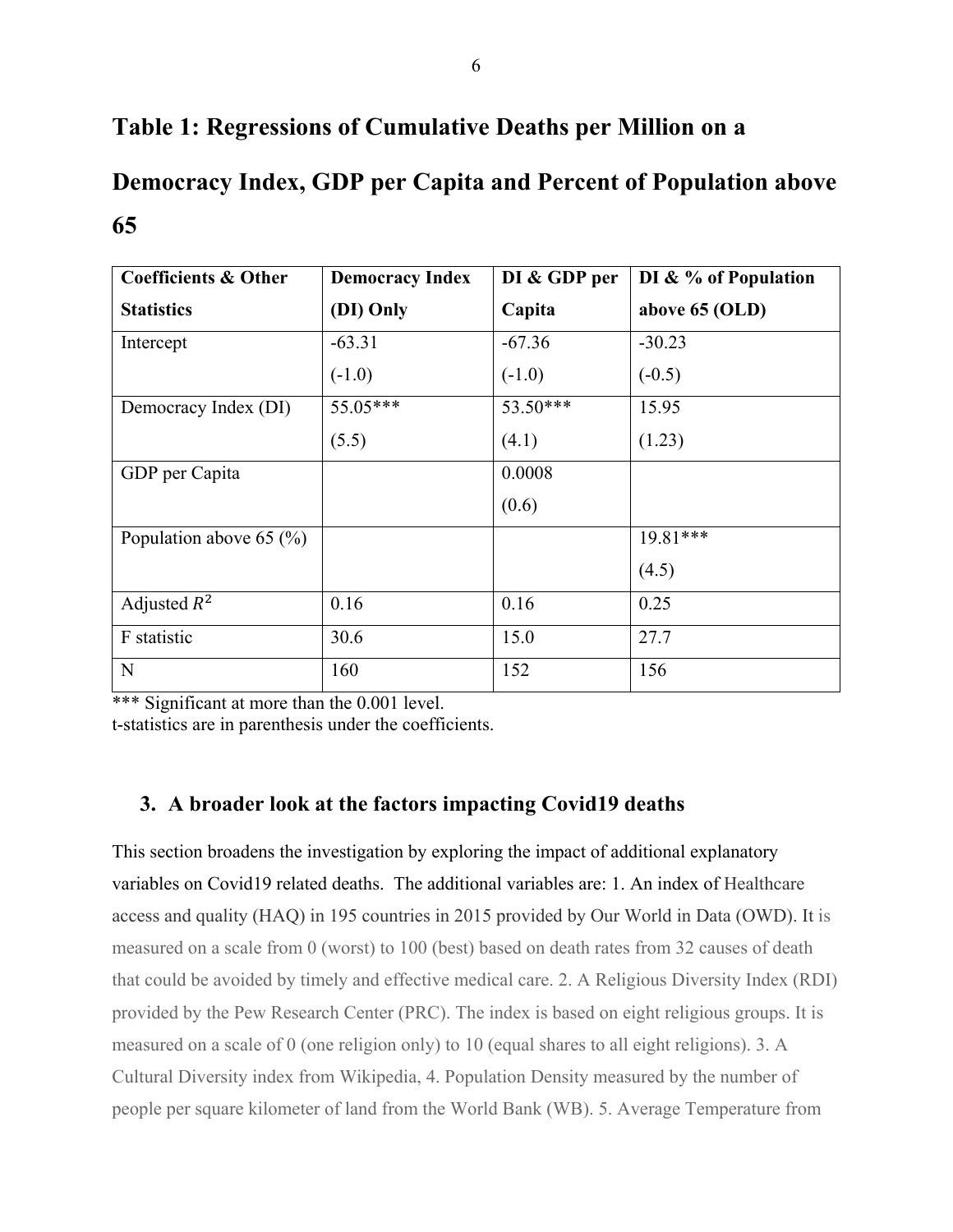## Table 1: Regressions of Cumulative Deaths per Million on a Democracy Index, GDP per Capita and Percent of Population above 65

| Coefficients & Other Statistics | Democracy Index (DI) Only | DI & GDP per Capita | DI & % of Population above 65 (OLD) |
|---|---|---|---|
| Intercept | -63.31<br>(-1.0) | -67.36<br>(-1.0) | -30.23<br>(-0.5) |
| Democracy Index (DI) | 55.05***<br>(5.5) | 53.50***<br>(4.1) | 15.95<br>(1.23) |
| GDP per Capita | | 0.0008<br>(0.6) | |
| Population above 65 (%) | | | 19.81***<br>(4.5) |
| Adjusted $R^2$ | 0.16 | 0.16 | 0.25 |
| F statistic | 30.6 | 15.0 | 27.7 |
| N | 160 | 152 | 156 |

*** Significant at more than the 0.001 level.
t-statistics are in parenthesis under the coefficients.

### 3. A broader look at the factors impacting Covid19 deaths

This section broadens the investigation by exploring the impact of additional explanatory variables on Covid19 related deaths. The additional variables are: 1. An index of Healthcare access and quality (HAQ) in 195 countries in 2015 provided by Our World in Data (OWD). It is measured on a scale from 0 (worst) to 100 (best) based on death rates from 32 causes of death that could be avoided by timely and effective medical care. 2. A Religious Diversity Index (RDI) provided by the Pew Research Center (PRC). The index is based on eight religious groups. It is measured on a scale of 0 (one religion only) to 10 (equal shares to all eight religions). 3. A Cultural Diversity index from Wikipedia, 4. Population Density measured by the number of people per square kilometer of land from the World Bank (WB). 5. Average Temperature from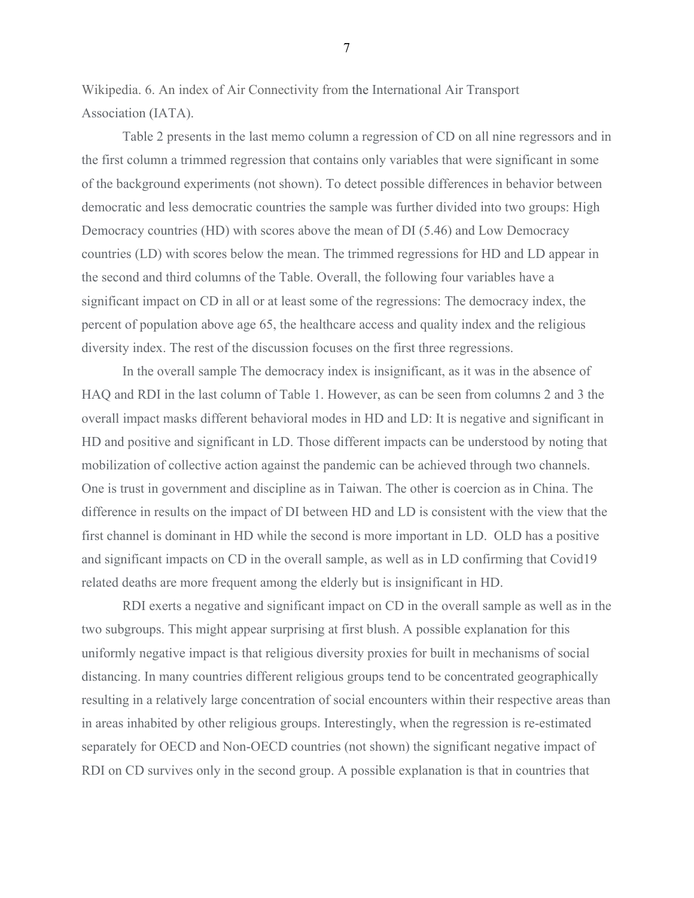Wikipedia. 6. An index of Air Connectivity from the International Air Transport Association (IATA).

Table 2 presents in the last memo column a regression of CD on all nine regressors and in the first column a trimmed regression that contains only variables that were significant in some of the background experiments (not shown). To detect possible differences in behavior between democratic and less democratic countries the sample was further divided into two groups: High Democracy countries (HD) with scores above the mean of DI (5.46) and Low Democracy countries (LD) with scores below the mean. The trimmed regressions for HD and LD appear in the second and third columns of the Table. Overall, the following four variables have a significant impact on CD in all or at least some of the regressions: The democracy index, the percent of population above age 65, the healthcare access and quality index and the religious diversity index. The rest of the discussion focuses on the first three regressions.

In the overall sample The democracy index is insignificant, as it was in the absence of HAQ and RDI in the last column of Table 1. However, as can be seen from columns 2 and 3 the overall impact masks different behavioral modes in HD and LD: It is negative and significant in HD and positive and significant in LD. Those different impacts can be understood by noting that mobilization of collective action against the pandemic can be achieved through two channels. One is trust in government and discipline as in Taiwan. The other is coercion as in China. The difference in results on the impact of DI between HD and LD is consistent with the view that the first channel is dominant in HD while the second is more important in LD. OLD has a positive and significant impacts on CD in the overall sample, as well as in LD confirming that Covid19 related deaths are more frequent among the elderly but is insignificant in HD.

RDI exerts a negative and significant impact on CD in the overall sample as well as in the two subgroups. This might appear surprising at first blush. A possible explanation for this uniformly negative impact is that religious diversity proxies for built in mechanisms of social distancing. In many countries different religious groups tend to be concentrated geographically resulting in a relatively large concentration of social encounters within their respective areas than in areas inhabited by other religious groups. Interestingly, when the regression is re-estimated separately for OECD and Non-OECD countries (not shown) the significant negative impact of RDI on CD survives only in the second group. A possible explanation is that in countries that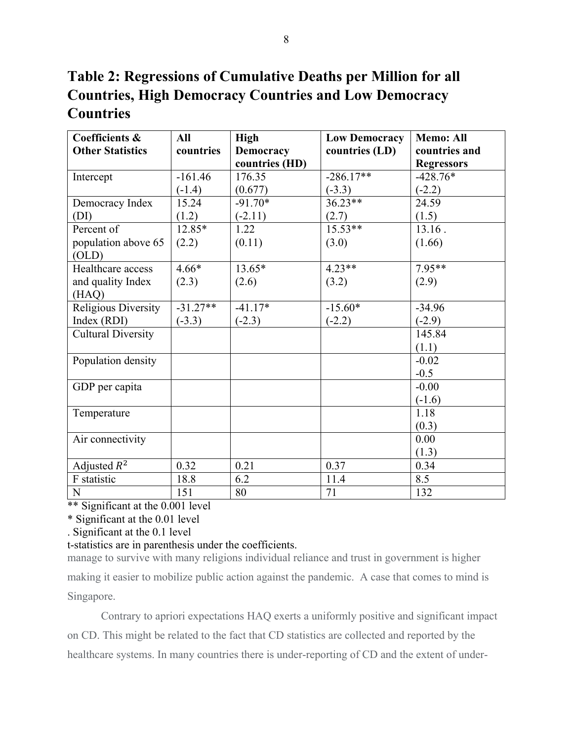# Table 2: Regressions of Cumulative Deaths per Million for all Countries, High Democracy Countries and Low Democracy Countries

| Coefficients & Other Statistics | All countries | High Democracy countries (HD) | Low Democracy countries (LD) | Memo: All countries and Regressors |
|---|---|---|---|---|
| Intercept | -161.46<br>(-1.4) | 176.35<br>(0.677) | -286.17**<br>(-3.3) | -428.76*<br>(-2.2) |
| Democracy Index (DI) | 15.24<br>(1.2) | -91.70*<br>(-2.11) | 36.23**<br>(2.7) | 24.59<br>(1.5) |
| Percent of population above 65 (OLD) | 12.85*<br>(2.2) | 1.22<br>(0.11) | 15.53**<br>(3.0) | 13.16 .<br>(1.66) |
| Healthcare access and quality Index (HAQ) | 4.66*<br>(2.3) | 13.65*<br>(2.6) | 4.23**<br>(3.2) | 7.95**<br>(2.9) |
| Religious Diversity Index (RDI) | -31.27**<br>(-3.3) | -41.17*<br>(-2.3) | -15.60*<br>(-2.2) | -34.96<br>(-2.9) |
| Cultural Diversity | | | | 145.84<br>(1.1) |
| Population density | | | | -0.02<br>-0.5 |
| GDP per capita | | | | -0.00<br>(-1.6) |
| Temperature | | | | 1.18<br>(0.3) |
| Air connectivity | | | | 0.00<br>(1.3) |
| Adjusted $R^2$ | 0.32 | 0.21 | 0.37 | 0.34 |
| F statistic | 18.8 | 6.2 | 11.4 | 8.5 |
| N | 151 | 80 | 71 | 132 |

** Significant at the 0.001 level

* Significant at the 0.01 level

. Significant at the 0.1 level

t-statistics are in parenthesis under the coefficients.

manage to survive with many religions individual reliance and trust in government is higher making it easier to mobilize public action against the pandemic. A case that comes to mind is Singapore.

Contrary to apriori expectations HAQ exerts a uniformly positive and significant impact on CD. This might be related to the fact that CD statistics are collected and reported by the healthcare systems. In many countries there is under-reporting of CD and the extent of under-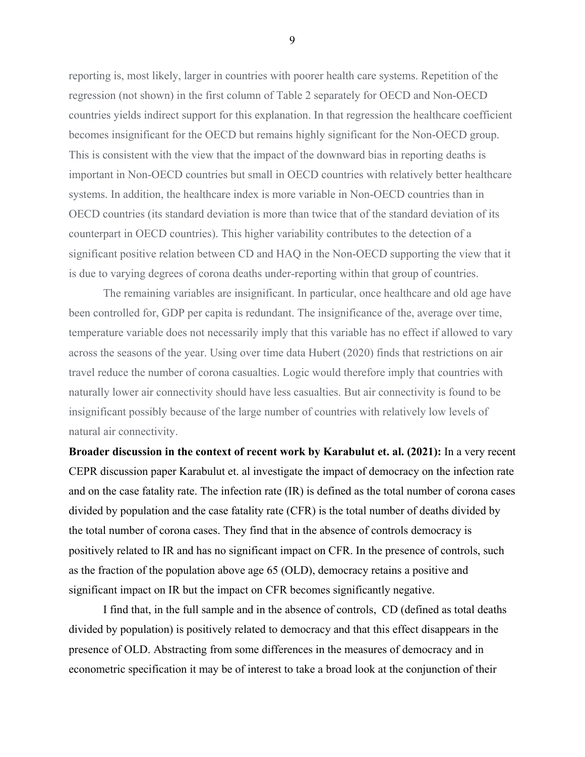reporting is, most likely, larger in countries with poorer health care systems. Repetition of the regression (not shown) in the first column of Table 2 separately for OECD and Non-OECD countries yields indirect support for this explanation. In that regression the healthcare coefficient becomes insignificant for the OECD but remains highly significant for the Non-OECD group. This is consistent with the view that the impact of the downward bias in reporting deaths is important in Non-OECD countries but small in OECD countries with relatively better healthcare systems. In addition, the healthcare index is more variable in Non-OECD countries than in OECD countries (its standard deviation is more than twice that of the standard deviation of its counterpart in OECD countries). This higher variability contributes to the detection of a significant positive relation between CD and HAQ in the Non-OECD supporting the view that it is due to varying degrees of corona deaths under-reporting within that group of countries.

The remaining variables are insignificant. In particular, once healthcare and old age have been controlled for, GDP per capita is redundant. The insignificance of the, average over time, temperature variable does not necessarily imply that this variable has no effect if allowed to vary across the seasons of the year. Using over time data Hubert (2020) finds that restrictions on air travel reduce the number of corona casualties. Logic would therefore imply that countries with naturally lower air connectivity should have less casualties. But air connectivity is found to be insignificant possibly because of the large number of countries with relatively low levels of natural air connectivity.

**Broader discussion in the context of recent work by Karabulut et. al. (2021):** In a very recent CEPR discussion paper Karabulut et. al investigate the impact of democracy on the infection rate and on the case fatality rate. The infection rate (IR) is defined as the total number of corona cases divided by population and the case fatality rate (CFR) is the total number of deaths divided by the total number of corona cases. They find that in the absence of controls democracy is positively related to IR and has no significant impact on CFR. In the presence of controls, such as the fraction of the population above age 65 (OLD), democracy retains a positive and significant impact on IR but the impact on CFR becomes significantly negative.

I find that, in the full sample and in the absence of controls, CD (defined as total deaths divided by population) is positively related to democracy and that this effect disappears in the presence of OLD. Abstracting from some differences in the measures of democracy and in econometric specification it may be of interest to take a broad look at the conjunction of their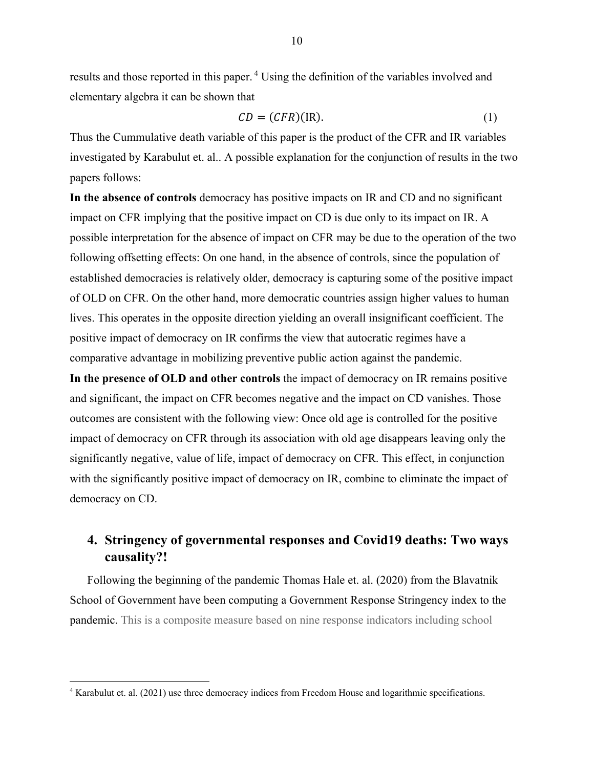results and those reported in this paper.[4] Using the definition of the variables involved and elementary algebra it can be shown that

$$CD = (CFR)(\mathrm{IR}). \tag{1}$$

Thus the Cummulative death variable of this paper is the product of the CFR and IR variables investigated by Karabulut et. al.. A possible explanation for the conjunction of results in the two papers follows:

**In the absence of controls** democracy has positive impacts on IR and CD and no significant impact on CFR implying that the positive impact on CD is due only to its impact on IR. A possible interpretation for the absence of impact on CFR may be due to the operation of the two following offsetting effects: On one hand, in the absence of controls, since the population of established democracies is relatively older, democracy is capturing some of the positive impact of OLD on CFR. On the other hand, more democratic countries assign higher values to human lives. This operates in the opposite direction yielding an overall insignificant coefficient. The positive impact of democracy on IR confirms the view that autocratic regimes have a comparative advantage in mobilizing preventive public action against the pandemic.

**In the presence of OLD and other controls** the impact of democracy on IR remains positive and significant, the impact on CFR becomes negative and the impact on CD vanishes. Those outcomes are consistent with the following view: Once old age is controlled for the positive impact of democracy on CFR through its association with old age disappears leaving only the significantly negative, value of life, impact of democracy on CFR. This effect, in conjunction with the significantly positive impact of democracy on IR, combine to eliminate the impact of democracy on CD.

## 4. Stringency of governmental responses and Covid19 deaths: Two ways causality?!

Following the beginning of the pandemic Thomas Hale et. al. (2020) from the Blavatnik School of Government have been computing a Government Response Stringency index to the pandemic. This is a composite measure based on nine response indicators including school

[4] Karabulut et. al. (2021) use three democracy indices from Freedom House and logarithmic specifications.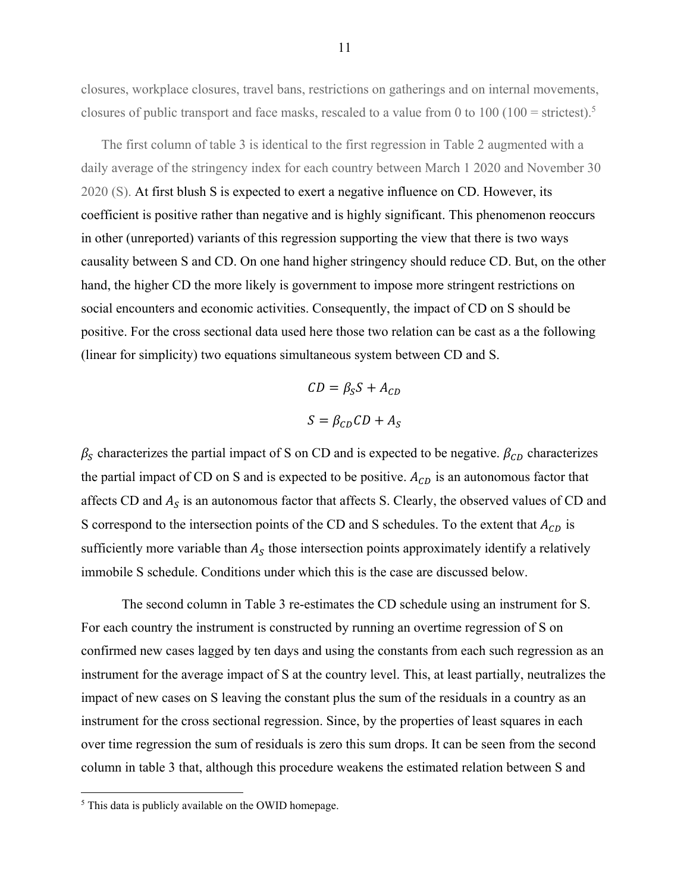closures, workplace closures, travel bans, restrictions on gatherings and on internal movements, closures of public transport and face masks, rescaled to a value from 0 to 100 (100 = strictest).[5]

The first column of table 3 is identical to the first regression in Table 2 augmented with a daily average of the stringency index for each country between March 1 2020 and November 30 2020 (S). At first blush S is expected to exert a negative influence on CD. However, its coefficient is positive rather than negative and is highly significant. This phenomenon reoccurs in other (unreported) variants of this regression supporting the view that there is two ways causality between S and CD. On one hand higher stringency should reduce CD. But, on the other hand, the higher CD the more likely is government to impose more stringent restrictions on social encounters and economic activities. Consequently, the impact of CD on S should be positive. For the cross sectional data used here those two relation can be cast as a the following (linear for simplicity) two equations simultaneous system between CD and S.

$$CD = \beta_S S + A_{CD}$$

$$S = \beta_{CD} CD + A_S$$

$\beta_S$ characterizes the partial impact of S on CD and is expected to be negative. $\beta_{CD}$ characterizes the partial impact of CD on S and is expected to be positive. $A_{CD}$ is an autonomous factor that affects CD and $A_S$ is an autonomous factor that affects S. Clearly, the observed values of CD and S correspond to the intersection points of the CD and S schedules. To the extent that $A_{CD}$ is sufficiently more variable than $A_S$ those intersection points approximately identify a relatively immobile S schedule. Conditions under which this is the case are discussed below.

The second column in Table 3 re-estimates the CD schedule using an instrument for S. For each country the instrument is constructed by running an overtime regression of S on confirmed new cases lagged by ten days and using the constants from each such regression as an instrument for the average impact of S at the country level. This, at least partially, neutralizes the impact of new cases on S leaving the constant plus the sum of the residuals in a country as an instrument for the cross sectional regression. Since, by the properties of least squares in each over time regression the sum of residuals is zero this sum drops. It can be seen from the second column in table 3 that, although this procedure weakens the estimated relation between S and

[5] This data is publicly available on the OWID homepage.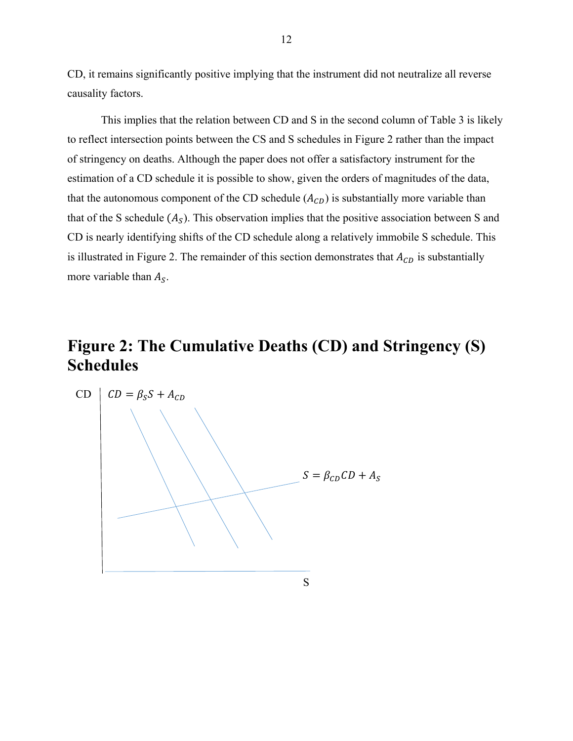CD, it remains significantly positive implying that the instrument did not neutralize all reverse causality factors.

This implies that the relation between CD and S in the second column of Table 3 is likely to reflect intersection points between the CS and S schedules in Figure 2 rather than the impact of stringency on deaths. Although the paper does not offer a satisfactory instrument for the estimation of a CD schedule it is possible to show, given the orders of magnitudes of the data, that the autonomous component of the CD schedule ($A_{CD}$) is substantially more variable than that of the S schedule ($A_S$). This observation implies that the positive association between S and CD is nearly identifying shifts of the CD schedule along a relatively immobile S schedule. This is illustrated in Figure 2. The remainder of this section demonstrates that $A_{CD}$ is substantially more variable than $A_S$.

## Figure 2: The Cumulative Deaths (CD) and Stringency (S) Schedules

CD $CD = \beta_S S + A_{CD}$

$S = \beta_{CD} CD + A_S$

S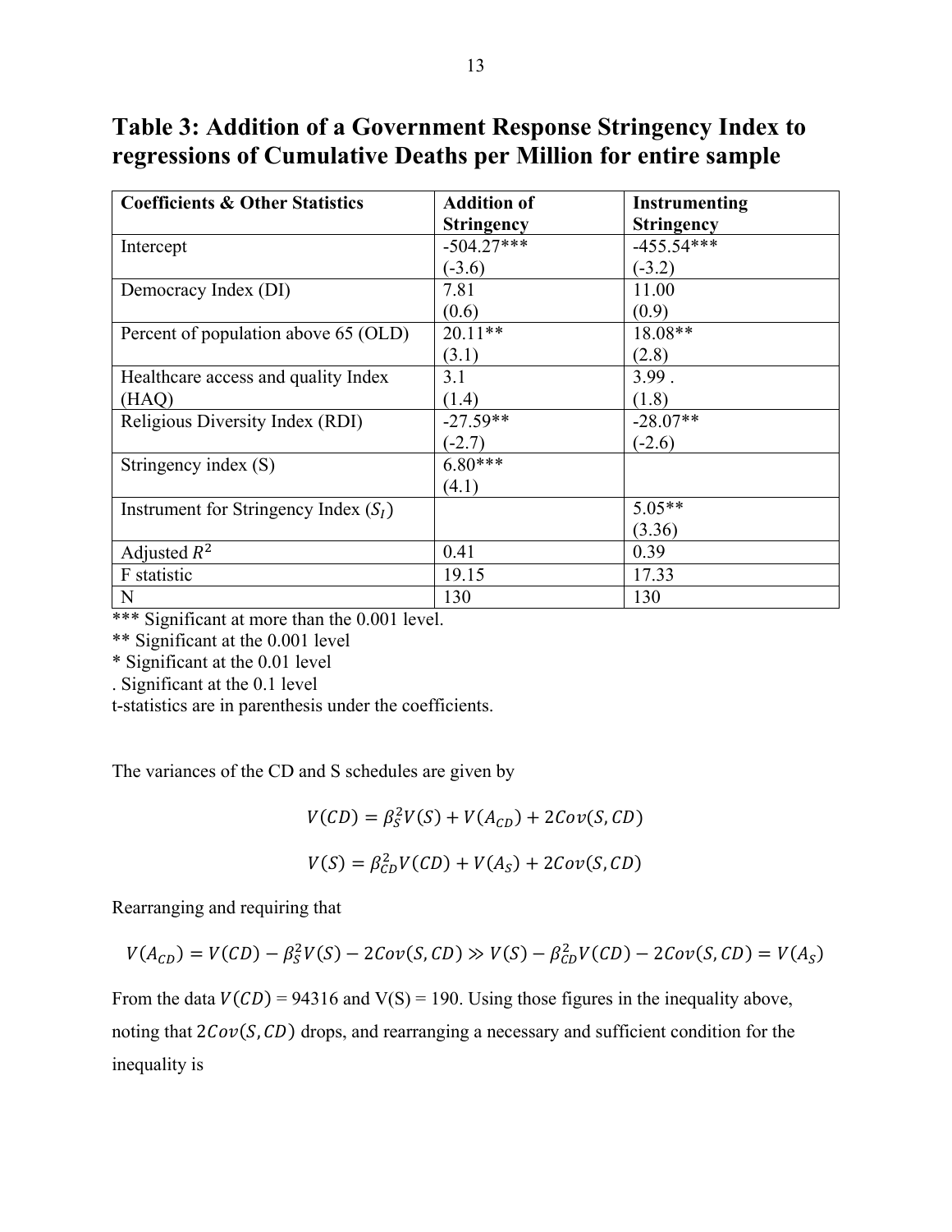# Table 3: Addition of a Government Response Stringency Index to regressions of Cumulative Deaths per Million for entire sample

| Coefficients & Other Statistics | Addition of Stringency | Instrumenting Stringency |
|---|---|---|
| Intercept | -504.27*** (-3.6) | -455.54*** (-3.2) |
| Democracy Index (DI) | 7.81 (0.6) | 11.00 (0.9) |
| Percent of population above 65 (OLD) | 20.11** (3.1) | 18.08** (2.8) |
| Healthcare access and quality Index (HAQ) | 3.1 (1.4) | 3.99 . (1.8) |
| Religious Diversity Index (RDI) | -27.59** (-2.7) | -28.07** (-2.6) |
| Stringency index (S) | 6.80*** (4.1) | |
| Instrument for Stringency Index ($S_I$) | | 5.05** (3.36) |
| Adjusted $R^2$ | 0.41 | 0.39 |
| F statistic | 19.15 | 17.33 |
| N | 130 | 130 |

*** Significant at more than the 0.001 level.

** Significant at the 0.001 level

* Significant at the 0.01 level

. Significant at the 0.1 level

t-statistics are in parenthesis under the coefficients.

The variances of the CD and S schedules are given by

$$V(CD) = \beta_S^2 V(S) + V(A_{CD}) + 2Cov(S, CD)$$

$$V(S) = \beta_{CD}^2 V(CD) + V(A_S) + 2Cov(S, CD)$$

Rearranging and requiring that

$$V(A_{CD}) = V(CD) - \beta_S^2 V(S) - 2Cov(S, CD) \gg V(S) - \beta_{CD}^2 V(CD) - 2Cov(S, CD) = V(A_S)$$

From the data $V(CD)$ = 94316 and V(S) = 190. Using those figures in the inequality above, noting that $2Cov(S, CD)$ drops, and rearranging a necessary and sufficient condition for the inequality is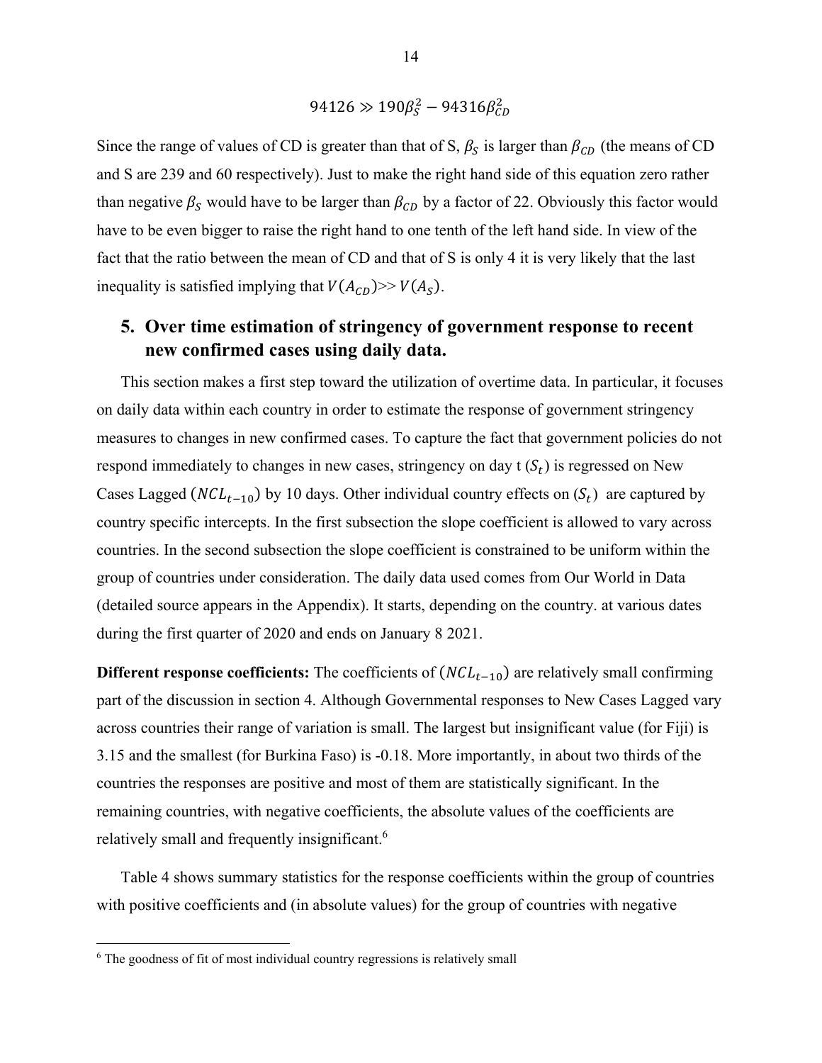$$94126 \gg 190\beta_S^2 - 94316\beta_{CD}^2$$

Since the range of values of CD is greater than that of S, $\beta_S$ is larger than $\beta_{CD}$ (the means of CD and S are 239 and 60 respectively). Just to make the right hand side of this equation zero rather than negative $\beta_S$ would have to be larger than $\beta_{CD}$ by a factor of 22. Obviously this factor would have to be even bigger to raise the right hand to one tenth of the left hand side. In view of the fact that the ratio between the mean of CD and that of S is only 4 it is very likely that the last inequality is satisfied implying that $V(A_{CD}) >> V(A_S)$.

## 5. Over time estimation of stringency of government response to recent new confirmed cases using daily data.

This section makes a first step toward the utilization of overtime data. In particular, it focuses on daily data within each country in order to estimate the response of government stringency measures to changes in new confirmed cases. To capture the fact that government policies do not respond immediately to changes in new cases, stringency on day t ($S_t$) is regressed on New Cases Lagged ($NCL_{t-10}$) by 10 days. Other individual country effects on ($S_t$) are captured by country specific intercepts. In the first subsection the slope coefficient is allowed to vary across countries. In the second subsection the slope coefficient is constrained to be uniform within the group of countries under consideration. The daily data used comes from Our World in Data (detailed source appears in the Appendix). It starts, depending on the country. at various dates during the first quarter of 2020 and ends on January 8 2021.

**Different response coefficients:** The coefficients of ($NCL_{t-10}$) are relatively small confirming part of the discussion in section 4. Although Governmental responses to New Cases Lagged vary across countries their range of variation is small. The largest but insignificant value (for Fiji) is 3.15 and the smallest (for Burkina Faso) is -0.18. More importantly, in about two thirds of the countries the responses are positive and most of them are statistically significant. In the remaining countries, with negative coefficients, the absolute values of the coefficients are relatively small and frequently insignificant.[6]

Table 4 shows summary statistics for the response coefficients within the group of countries with positive coefficients and (in absolute values) for the group of countries with negative

[6] The goodness of fit of most individual country regressions is relatively small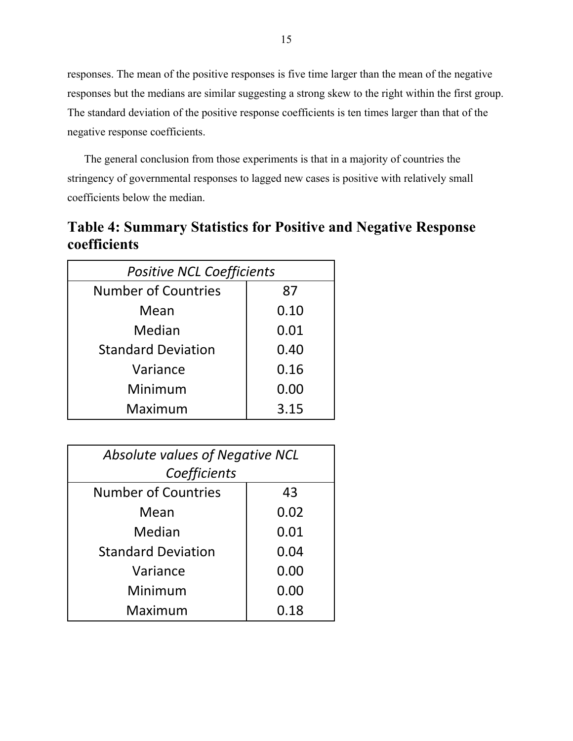responses. The mean of the positive responses is five time larger than the mean of the negative responses but the medians are similar suggesting a strong skew to the right within the first group. The standard deviation of the positive response coefficients is ten times larger than that of the negative response coefficients.

The general conclusion from those experiments is that in a majority of countries the stringency of governmental responses to lagged new cases is positive with relatively small coefficients below the median.

## Table 4: Summary Statistics for Positive and Negative Response coefficients

| *Positive NCL Coefficients* | |
|---|---|
| Number of Countries | 87 |
| Mean | 0.10 |
| Median | 0.01 |
| Standard Deviation | 0.40 |
| Variance | 0.16 |
| Minimum | 0.00 |
| Maximum | 3.15 |

| *Absolute values of Negative NCL Coefficients* | |
|---|---|
| Number of Countries | 43 |
| Mean | 0.02 |
| Median | 0.01 |
| Standard Deviation | 0.04 |
| Variance | 0.00 |
| Minimum | 0.00 |
| Maximum | 0.18 |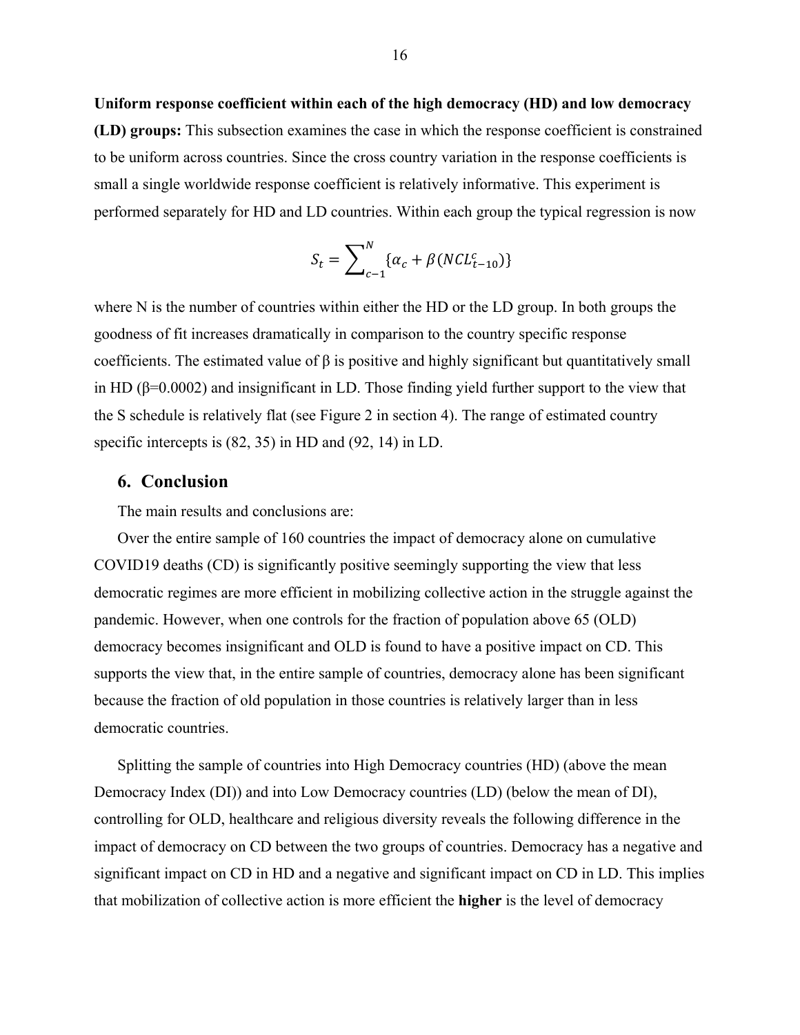**Uniform response coefficient within each of the high democracy (HD) and low democracy (LD) groups:** This subsection examines the case in which the response coefficient is constrained to be uniform across countries. Since the cross country variation in the response coefficients is small a single worldwide response coefficient is relatively informative. This experiment is performed separately for HD and LD countries. Within each group the typical regression is now

$$S_t = \sum_{c-1}^{N} \{\alpha_c + \beta(NCL_{t-10}^{c})\}$$

where N is the number of countries within either the HD or the LD group. In both groups the goodness of fit increases dramatically in comparison to the country specific response coefficients. The estimated value of β is positive and highly significant but quantitatively small in HD (β=0.0002) and insignificant in LD. Those finding yield further support to the view that the S schedule is relatively flat (see Figure 2 in section 4). The range of estimated country specific intercepts is (82, 35) in HD and (92, 14) in LD.

## 6. Conclusion

The main results and conclusions are:

Over the entire sample of 160 countries the impact of democracy alone on cumulative COVID19 deaths (CD) is significantly positive seemingly supporting the view that less democratic regimes are more efficient in mobilizing collective action in the struggle against the pandemic. However, when one controls for the fraction of population above 65 (OLD) democracy becomes insignificant and OLD is found to have a positive impact on CD. This supports the view that, in the entire sample of countries, democracy alone has been significant because the fraction of old population in those countries is relatively larger than in less democratic countries.

Splitting the sample of countries into High Democracy countries (HD) (above the mean Democracy Index (DI)) and into Low Democracy countries (LD) (below the mean of DI), controlling for OLD, healthcare and religious diversity reveals the following difference in the impact of democracy on CD between the two groups of countries. Democracy has a negative and significant impact on CD in HD and a negative and significant impact on CD in LD. This implies that mobilization of collective action is more efficient the **higher** is the level of democracy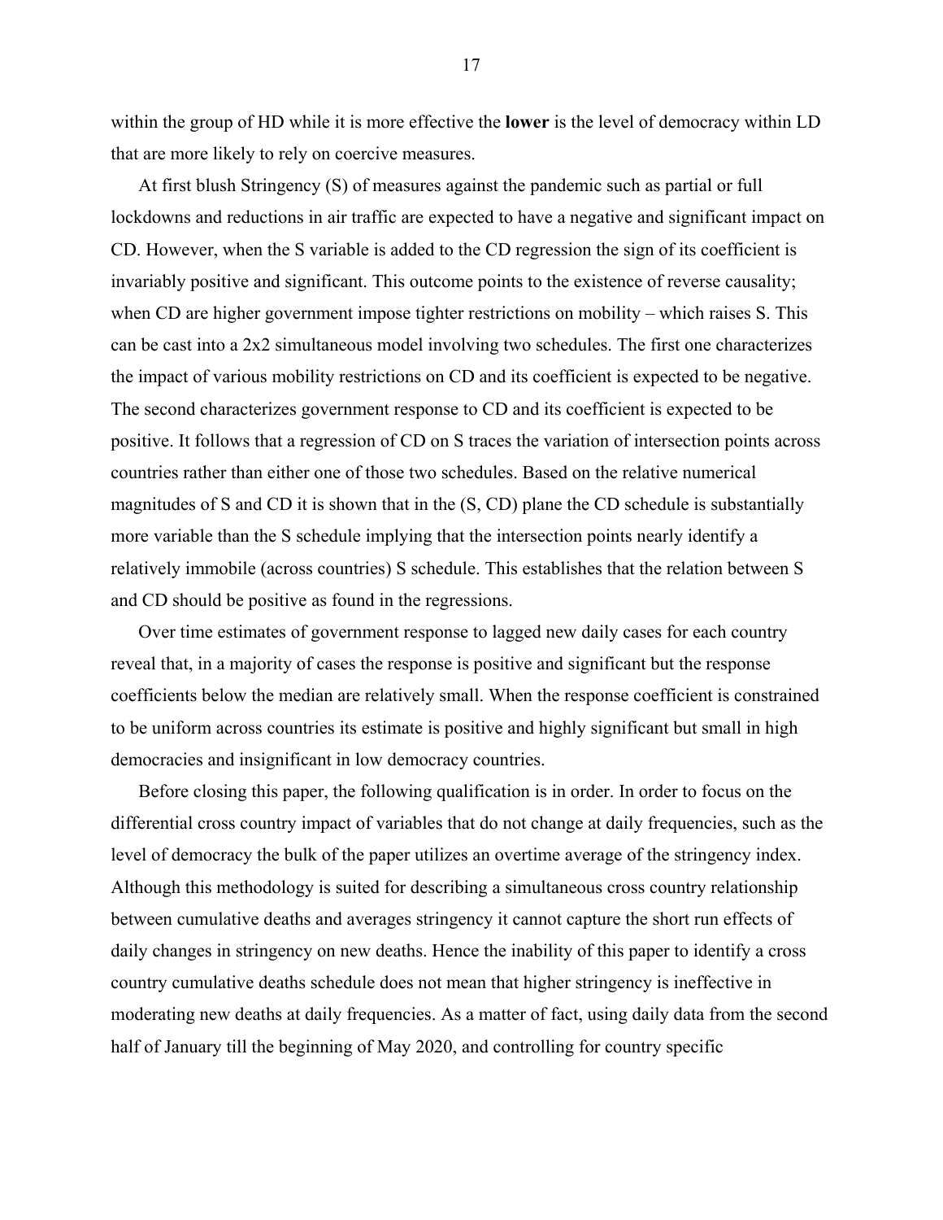within the group of HD while it is more effective the **lower** is the level of democracy within LD that are more likely to rely on coercive measures.

At first blush Stringency (S) of measures against the pandemic such as partial or full lockdowns and reductions in air traffic are expected to have a negative and significant impact on CD. However, when the S variable is added to the CD regression the sign of its coefficient is invariably positive and significant. This outcome points to the existence of reverse causality; when CD are higher government impose tighter restrictions on mobility – which raises S. This can be cast into a 2x2 simultaneous model involving two schedules. The first one characterizes the impact of various mobility restrictions on CD and its coefficient is expected to be negative. The second characterizes government response to CD and its coefficient is expected to be positive. It follows that a regression of CD on S traces the variation of intersection points across countries rather than either one of those two schedules. Based on the relative numerical magnitudes of S and CD it is shown that in the (S, CD) plane the CD schedule is substantially more variable than the S schedule implying that the intersection points nearly identify a relatively immobile (across countries) S schedule. This establishes that the relation between S and CD should be positive as found in the regressions.

Over time estimates of government response to lagged new daily cases for each country reveal that, in a majority of cases the response is positive and significant but the response coefficients below the median are relatively small. When the response coefficient is constrained to be uniform across countries its estimate is positive and highly significant but small in high democracies and insignificant in low democracy countries.

Before closing this paper, the following qualification is in order. In order to focus on the differential cross country impact of variables that do not change at daily frequencies, such as the level of democracy the bulk of the paper utilizes an overtime average of the stringency index. Although this methodology is suited for describing a simultaneous cross country relationship between cumulative deaths and averages stringency it cannot capture the short run effects of daily changes in stringency on new deaths. Hence the inability of this paper to identify a cross country cumulative deaths schedule does not mean that higher stringency is ineffective in moderating new deaths at daily frequencies. As a matter of fact, using daily data from the second half of January till the beginning of May 2020, and controlling for country specific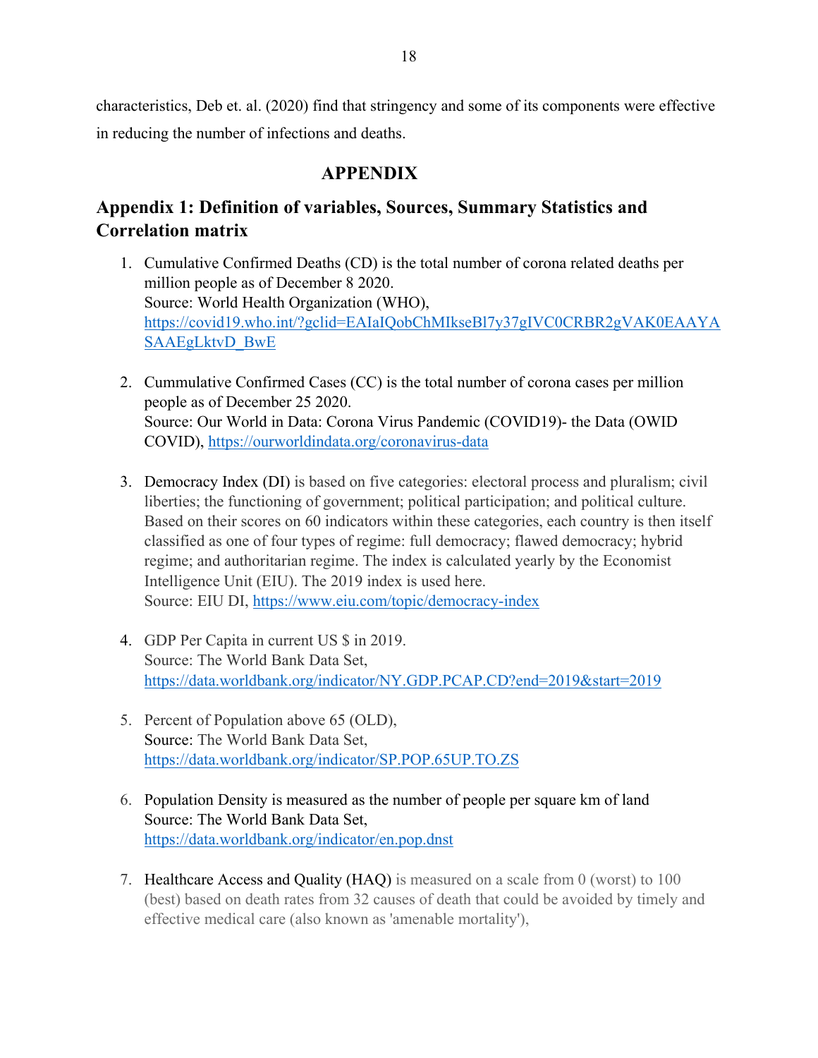characteristics, Deb et. al. (2020) find that stringency and some of its components were effective in reducing the number of infections and deaths.

# APPENDIX

## Appendix 1: Definition of variables, Sources, Summary Statistics and Correlation matrix

1. Cumulative Confirmed Deaths (CD) is the total number of corona related deaths per million people as of December 8 2020.
   Source: World Health Organization (WHO), https://covid19.who.int/?gclid=EAIaIQobChMIkseBl7y37gIVC0CRBR2gVAK0EAAYASAAEgLktvD_BwE

2. Cummulative Confirmed Cases (CC) is the total number of corona cases per million people as of December 25 2020.
   Source: Our World in Data: Corona Virus Pandemic (COVID19)- the Data (OWID COVID), https://ourworldindata.org/coronavirus-data

3. Democracy Index (DI) is based on five categories: electoral process and pluralism; civil liberties; the functioning of government; political participation; and political culture. Based on their scores on 60 indicators within these categories, each country is then itself classified as one of four types of regime: full democracy; flawed democracy; hybrid regime; and authoritarian regime. The index is calculated yearly by the Economist Intelligence Unit (EIU). The 2019 index is used here.
   Source: EIU DI, https://www.eiu.com/topic/democracy-index

4. GDP Per Capita in current US $ in 2019.
   Source: The World Bank Data Set, https://data.worldbank.org/indicator/NY.GDP.PCAP.CD?end=2019&start=2019

5. Percent of Population above 65 (OLD),
   Source: The World Bank Data Set, https://data.worldbank.org/indicator/SP.POP.65UP.TO.ZS

6. Population Density is measured as the number of people per square km of land
   Source: The World Bank Data Set, https://data.worldbank.org/indicator/en.pop.dnst

7. Healthcare Access and Quality (HAQ) is measured on a scale from 0 (worst) to 100 (best) based on death rates from 32 causes of death that could be avoided by timely and effective medical care (also known as 'amenable mortality'),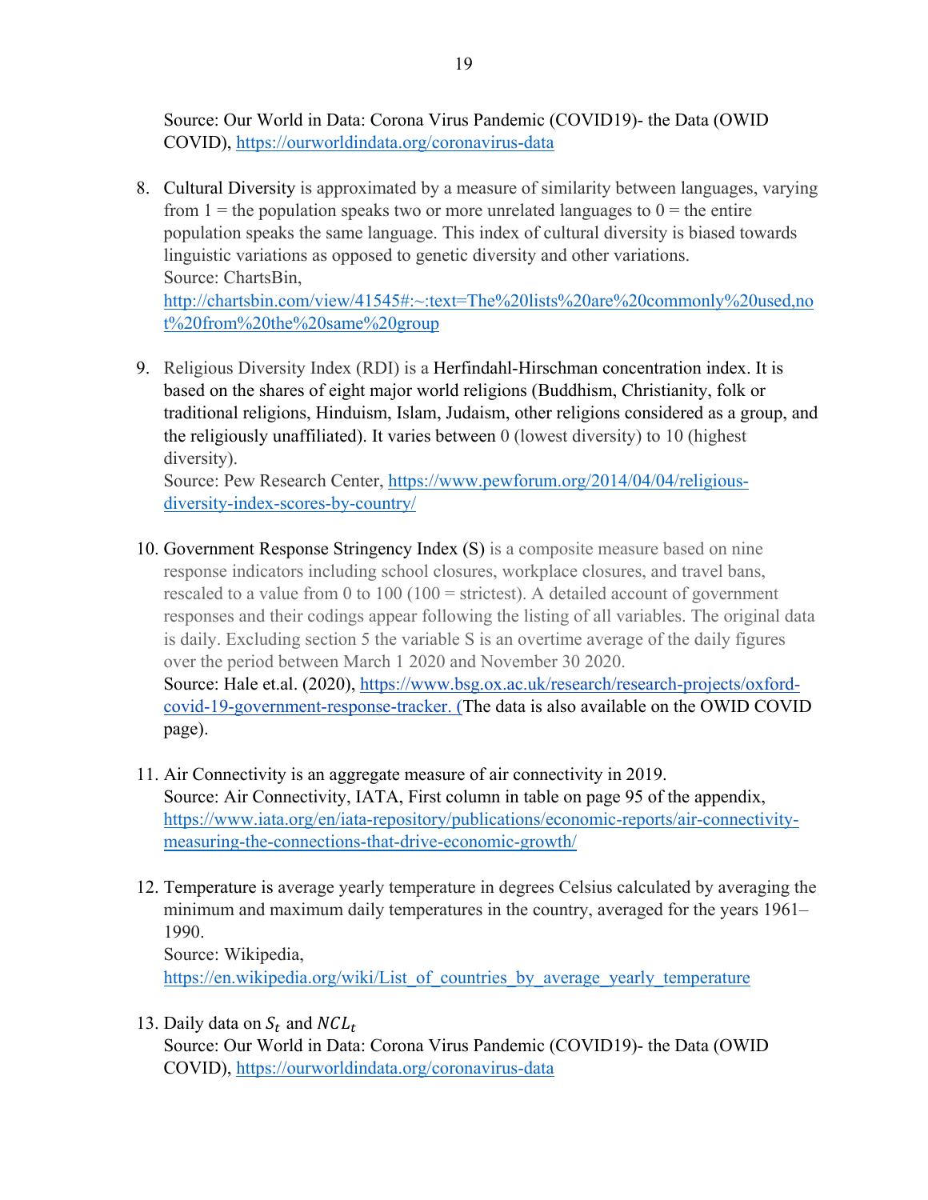Source: Our World in Data: Corona Virus Pandemic (COVID19)- the Data (OWID COVID), https://ourworldindata.org/coronavirus-data

8. Cultural Diversity is approximated by a measure of similarity between languages, varying from 1 = the population speaks two or more unrelated languages to 0 = the entire population speaks the same language. This index of cultural diversity is biased towards linguistic variations as opposed to genetic diversity and other variations.
   Source: ChartsBin, http://chartsbin.com/view/41545#:~:text=The%20lists%20are%20commonly%20used,not%20from%20the%20same%20group

9. Religious Diversity Index (RDI) is a Herfindahl-Hirschman concentration index. It is based on the shares of eight major world religions (Buddhism, Christianity, folk or traditional religions, Hinduism, Islam, Judaism, other religions considered as a group, and the religiously unaffiliated). It varies between 0 (lowest diversity) to 10 (highest diversity).
   Source: Pew Research Center, https://www.pewforum.org/2014/04/04/religious-diversity-index-scores-by-country/

10. Government Response Stringency Index (S) is a composite measure based on nine response indicators including school closures, workplace closures, and travel bans, rescaled to a value from 0 to 100 (100 = strictest). A detailed account of government responses and their codings appear following the listing of all variables. The original data is daily. Excluding section 5 the variable S is an overtime average of the daily figures over the period between March 1 2020 and November 30 2020.
    Source: Hale et.al. (2020), https://www.bsg.ox.ac.uk/research/research-projects/oxford-covid-19-government-response-tracker. (The data is also available on the OWID COVID page).

11. Air Connectivity is an aggregate measure of air connectivity in 2019.
    Source: Air Connectivity, IATA, First column in table on page 95 of the appendix, https://www.iata.org/en/iata-repository/publications/economic-reports/air-connectivity-measuring-the-connections-that-drive-economic-growth/

12. Temperature is average yearly temperature in degrees Celsius calculated by averaging the minimum and maximum daily temperatures in the country, averaged for the years 1961–1990.
    Source: Wikipedia, https://en.wikipedia.org/wiki/List_of_countries_by_average_yearly_temperature

13. Daily data on $S_t$ and $NCL_t$
    Source: Our World in Data: Corona Virus Pandemic (COVID19)- the Data (OWID COVID), https://ourworldindata.org/coronavirus-data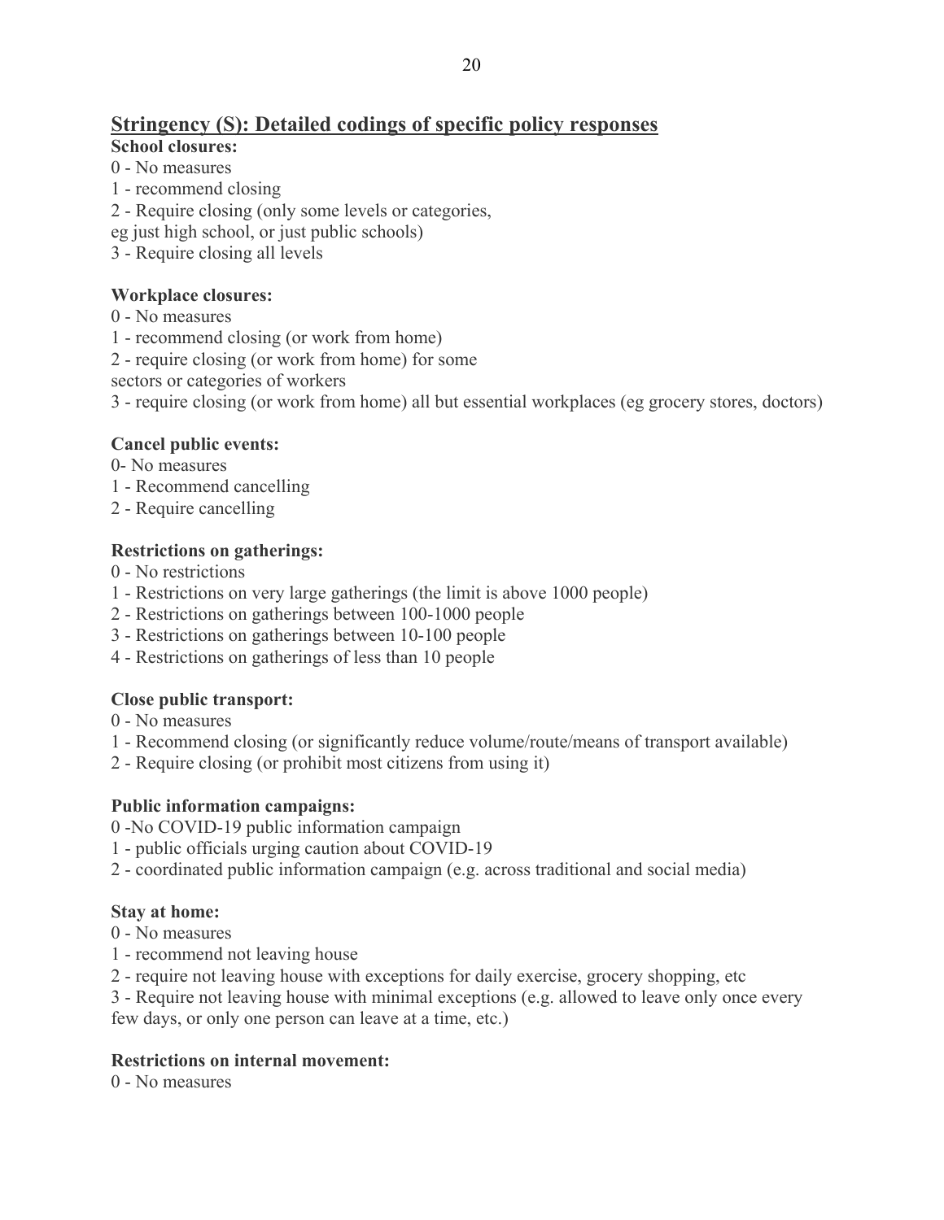## Stringency (S): Detailed codings of specific policy responses

**School closures:**

0 - No measures
1 - recommend closing
2 - Require closing (only some levels or categories, eg just high school, or just public schools)
3 - Require closing all levels

**Workplace closures:**

0 - No measures
1 - recommend closing (or work from home)
2 - require closing (or work from home) for some sectors or categories of workers
3 - require closing (or work from home) all but essential workplaces (eg grocery stores, doctors)

**Cancel public events:**

0- No measures
1 - Recommend cancelling
2 - Require cancelling

**Restrictions on gatherings:**

0 - No restrictions
1 - Restrictions on very large gatherings (the limit is above 1000 people)
2 - Restrictions on gatherings between 100-1000 people
3 - Restrictions on gatherings between 10-100 people
4 - Restrictions on gatherings of less than 10 people

**Close public transport:**

0 - No measures
1 - Recommend closing (or significantly reduce volume/route/means of transport available)
2 - Require closing (or prohibit most citizens from using it)

**Public information campaigns:**

0 -No COVID-19 public information campaign
1 - public officials urging caution about COVID-19
2 - coordinated public information campaign (e.g. across traditional and social media)

**Stay at home:**

0 - No measures
1 - recommend not leaving house
2 - require not leaving house with exceptions for daily exercise, grocery shopping, etc
3 - Require not leaving house with minimal exceptions (e.g. allowed to leave only once every few days, or only one person can leave at a time, etc.)

**Restrictions on internal movement:**

0 - No measures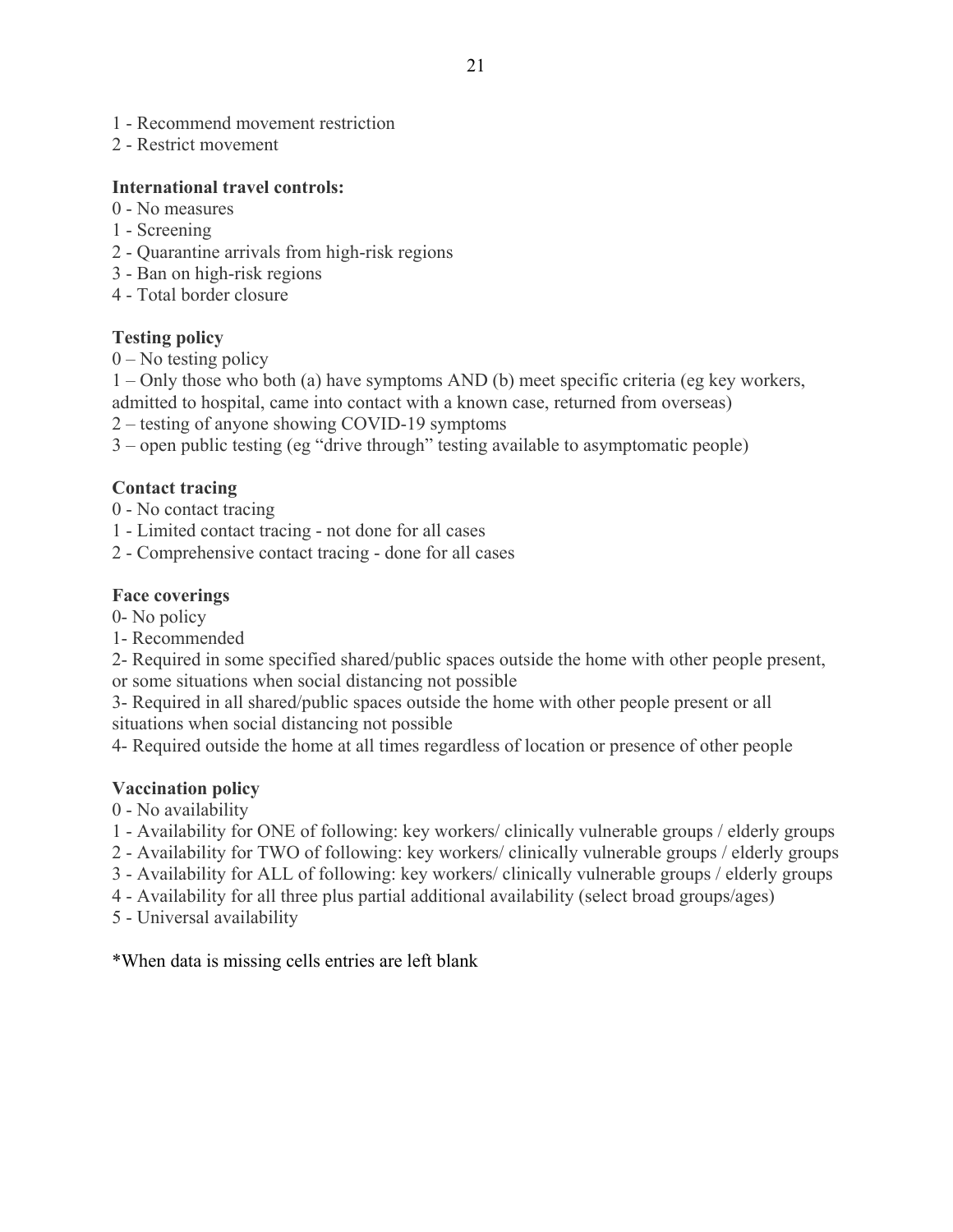1 - Recommend movement restriction
2 - Restrict movement

**International travel controls:**
0 - No measures
1 - Screening
2 - Quarantine arrivals from high-risk regions
3 - Ban on high-risk regions
4 - Total border closure

**Testing policy**
0 – No testing policy
1 – Only those who both (a) have symptoms AND (b) meet specific criteria (eg key workers, admitted to hospital, came into contact with a known case, returned from overseas)
2 – testing of anyone showing COVID-19 symptoms
3 – open public testing (eg "drive through" testing available to asymptomatic people)

**Contact tracing**
0 - No contact tracing
1 - Limited contact tracing - not done for all cases
2 - Comprehensive contact tracing - done for all cases

**Face coverings**
0- No policy
1- Recommended
2- Required in some specified shared/public spaces outside the home with other people present, or some situations when social distancing not possible
3- Required in all shared/public spaces outside the home with other people present or all situations when social distancing not possible
4- Required outside the home at all times regardless of location or presence of other people

**Vaccination policy**
0 - No availability
1 - Availability for ONE of following: key workers/ clinically vulnerable groups / elderly groups
2 - Availability for TWO of following: key workers/ clinically vulnerable groups / elderly groups
3 - Availability for ALL of following: key workers/ clinically vulnerable groups / elderly groups
4 - Availability for all three plus partial additional availability (select broad groups/ages)
5 - Universal availability

*When data is missing cells entries are left blank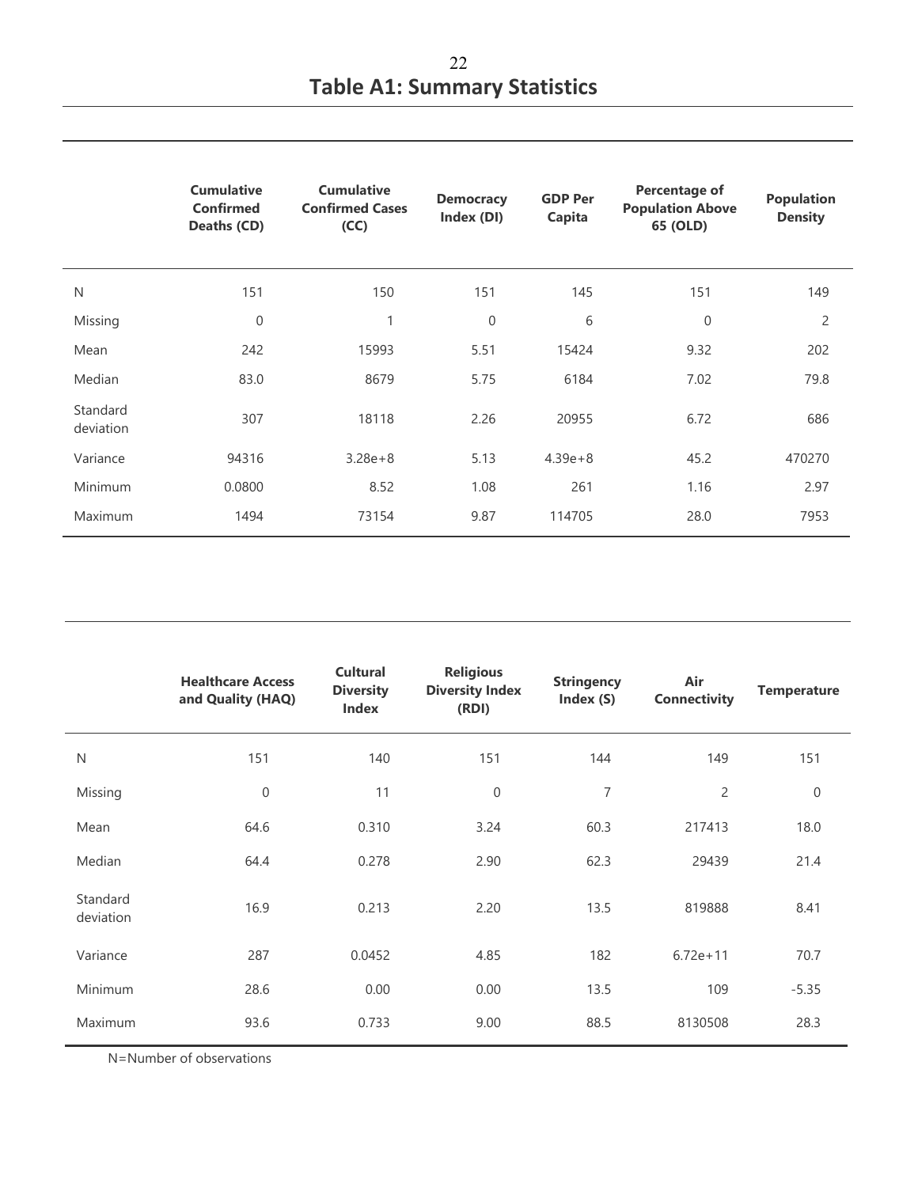# Table A1: Summary Statistics

| | Cumulative Confirmed Deaths (CD) | Cumulative Confirmed Cases (CC) | Democracy Index (DI) | GDP Per Capita | Percentage of Population Above 65 (OLD) | Population Density |
|---|---|---|---|---|---|---|
| N | 151 | 150 | 151 | 145 | 151 | 149 |
| Missing | 0 | 1 | 0 | 6 | 0 | 2 |
| Mean | 242 | 15993 | 5.51 | 15424 | 9.32 | 202 |
| Median | 83.0 | 8679 | 5.75 | 6184 | 7.02 | 79.8 |
| Standard deviation | 307 | 18118 | 2.26 | 20955 | 6.72 | 686 |
| Variance | 94316 | 3.28e+8 | 5.13 | 4.39e+8 | 45.2 | 470270 |
| Minimum | 0.0800 | 8.52 | 1.08 | 261 | 1.16 | 2.97 |
| Maximum | 1494 | 73154 | 9.87 | 114705 | 28.0 | 7953 |

| | Healthcare Access and Quality (HAQ) | Cultural Diversity Index | Religious Diversity Index (RDI) | Stringency Index (S) | Air Connectivity | Temperature |
|---|---|---|---|---|---|---|
| N | 151 | 140 | 151 | 144 | 149 | 151 |
| Missing | 0 | 11 | 0 | 7 | 2 | 0 |
| Mean | 64.6 | 0.310 | 3.24 | 60.3 | 217413 | 18.0 |
| Median | 64.4 | 0.278 | 2.90 | 62.3 | 29439 | 21.4 |
| Standard deviation | 16.9 | 0.213 | 2.20 | 13.5 | 819888 | 8.41 |
| Variance | 287 | 0.0452 | 4.85 | 182 | 6.72e+11 | 70.7 |
| Minimum | 28.6 | 0.00 | 0.00 | 13.5 | 109 | -5.35 |
| Maximum | 93.6 | 0.733 | 9.00 | 88.5 | 8130508 | 28.3 |

N=Number of observations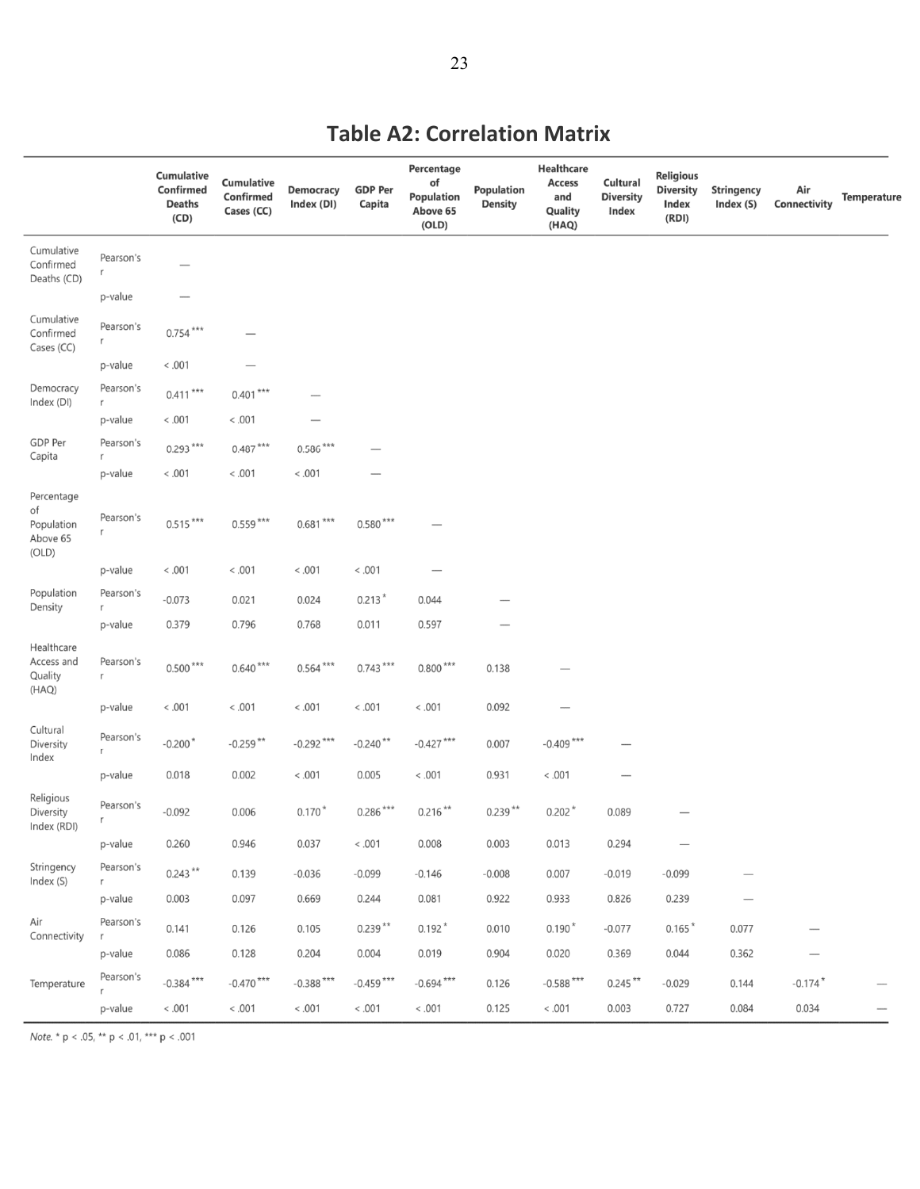## Table A2: Correlation Matrix

| | | Cumulative Confirmed Deaths (CD) | Cumulative Confirmed Cases (CC) | Democracy Index (DI) | GDP Per Capita | Percentage of Population Above 65 (OLD) | Population Density | Healthcare Access and Quality (HAQ) | Cultural Diversity Index | Religious Diversity Index (RDI) | Stringency Index (S) | Air Connectivity | Temperature |
|---|---|---|---|---|---|---|---|---|---|---|---|---|---|
| Cumulative Confirmed Deaths (CD) | Pearson's r | — | | | | | | | | | | | |
| | p-value | — | | | | | | | | | | | |
| Cumulative Confirmed Cases (CC) | Pearson's r | 0.754 *** | — | | | | | | | | | | |
| | p-value | < .001 | — | | | | | | | | | | |
| Democracy Index (DI) | Pearson's r | 0.411 *** | 0.401 *** | — | | | | | | | | | |
| | p-value | < .001 | < .001 | — | | | | | | | | | |
| GDP Per Capita | Pearson's r | 0.293 *** | 0.407 *** | 0.506 *** | — | | | | | | | | |
| | p-value | < .001 | < .001 | < .001 | — | | | | | | | | |
| Percentage of Population Above 65 (OLD) | Pearson's r | 0.515 *** | 0.559 *** | 0.681 *** | 0.580 *** | — | | | | | | | |
| | p-value | < .001 | < .001 | < .001 | < .001 | — | | | | | | | |
| Population Density | Pearson's r | -0.073 | 0.021 | 0.024 | 0.213 * | 0.044 | — | | | | | | |
| | p-value | 0.379 | 0.796 | 0.768 | 0.011 | 0.597 | — | | | | | | |
| Healthcare Access and Quality (HAQ) | Pearson's r | 0.500 *** | 0.640 *** | 0.564 *** | 0.743 *** | 0.800 *** | 0.138 | — | | | | | |
| | p-value | < .001 | < .001 | < .001 | < .001 | < .001 | 0.092 | — | | | | | |
| Cultural Diversity Index | Pearson's r | -0.200 * | -0.259 ** | -0.292 *** | -0.240 ** | -0.427 *** | 0.007 | -0.409 *** | — | | | | |
| | p-value | 0.018 | 0.002 | < .001 | 0.005 | < .001 | 0.931 | < .001 | — | | | | |
| Religious Diversity Index (RDI) | Pearson's r | -0.092 | 0.006 | 0.170 * | 0.286 *** | 0.216 ** | 0.239 ** | 0.202 * | 0.089 | — | | | |
| | p-value | 0.260 | 0.946 | 0.037 | < .001 | 0.008 | 0.003 | 0.013 | 0.294 | — | | | |
| Stringency Index (S) | Pearson's r | 0.243 ** | 0.139 | -0.036 | -0.099 | -0.146 | -0.008 | 0.007 | -0.019 | -0.099 | — | | |
| | p-value | 0.003 | 0.097 | 0.669 | 0.244 | 0.081 | 0.922 | 0.933 | 0.826 | 0.239 | — | | |
| Air Connectivity | Pearson's r | 0.141 | 0.126 | 0.105 | 0.239 ** | 0.192 * | 0.010 | 0.190 * | -0.077 | 0.165 * | 0.077 | — | |
| | p-value | 0.086 | 0.128 | 0.204 | 0.004 | 0.019 | 0.904 | 0.020 | 0.369 | 0.044 | 0.362 | — | |
| Temperature | Pearson's r | -0.384 *** | -0.470 *** | -0.388 *** | -0.459 *** | -0.694 *** | 0.126 | -0.588 *** | 0.245 ** | -0.029 | 0.144 | -0.174 * | — |
| | p-value | < .001 | < .001 | < .001 | < .001 | < .001 | 0.125 | < .001 | 0.003 | 0.727 | 0.084 | 0.034 | — |

*Note.* * p < .05, ** p < .01, *** p < .001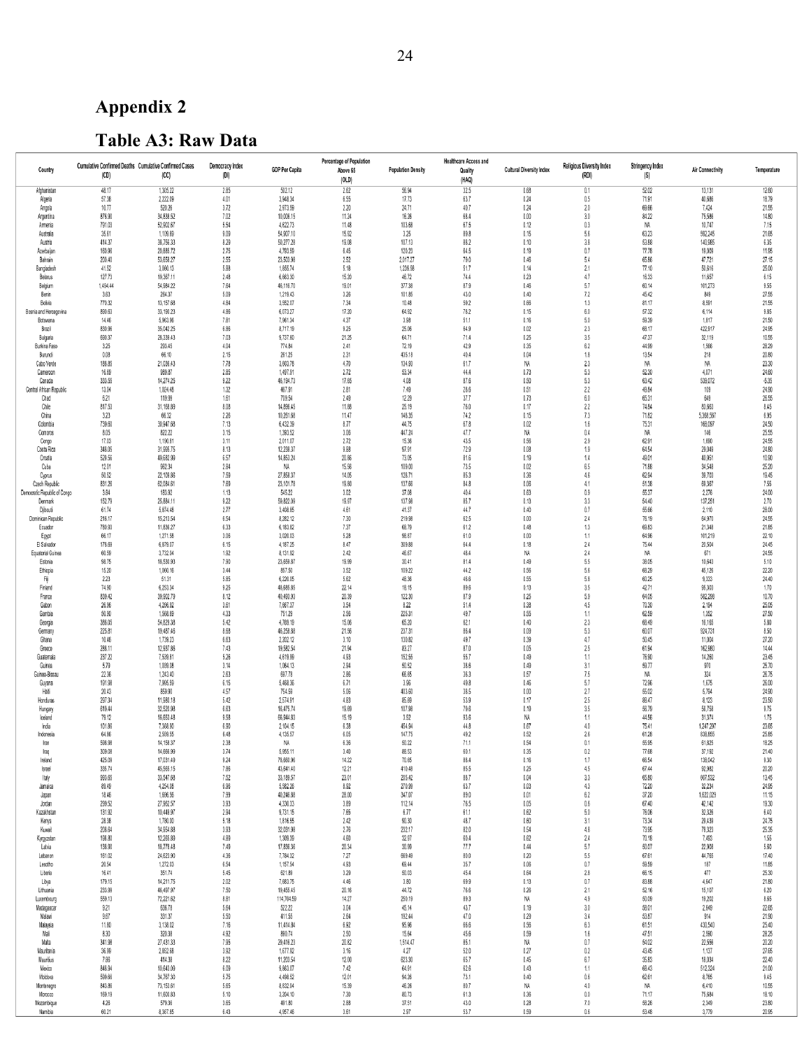## Appendix 2

## Table A3: Raw Data

| Country | Cumulative Confirmed Deaths (CD) | Cumulative Confirmed Cases (CC) | Democracy Index (DI) | GDP Per Capita | Percentage of Population Above 65 (OLD) | Population Density | Healthcare Access and Quality (HAQ) | Cultural Diversity Index | Religious Diversity Index (RDI) | Stringency Index (S) | Air Connectivity | Temperature |
|---|---|---|---|---|---|---|---|---|---|---|---|---|
| Afghanistan | 48.17 | 1,305.22 | 2.85 | 502.12 | 2.62 | 56.94 | 32.5 | 0.68 | 0.1 | 52.02 | 13,131 | 12.60 |
| Algeria | 57.38 | 2,222.09 | 4.01 | 3,948.34 | 6.55 | 17.73 | 63.7 | 0.24 | 0.5 | 71.91 | 40,686 | 18.79 |
| Angola | 10.77 | 520.26 | 3.72 | 2,973.59 | 2.20 | 24.71 | 40.7 | 0.24 | 2.0 | 69.66 | 7,424 | 21.55 |
| Argentina | 876.90 | 34,838.52 | 7.02 | 10,006.15 | 11.24 | 16.26 | 68.4 | 0.00 | 3.0 | 84.22 | 75,686 | 14.80 |
| Armenia | 791.03 | 52,902.67 | 5.54 | 4,622.73 | 11.48 | 103.68 | 67.5 | 0.12 | 0.3 | NA | 10,747 | 7.15 |
| Australia | 35.61 | 1,106.69 | 9.09 | 54,907.10 | 15.92 | 3.25 | 89.8 | 0.15 | 5.6 | 63.23 | 592,245 | 21.65 |
| Austria | 414.37 | 38,756.33 | 8.29 | 50,277.29 | 19.08 | 107.13 | 88.2 | 0.10 | 3.8 | 53.68 | 140,985 | 6.35 |
| Azerbaijan | 160.96 | 20,885.72 | 2.75 | 4,793.55 | 6.45 | 120.23 | 64.5 | 0.19 | 0.7 | 77.78 | 19,009 | 11.95 |
| Bahrain | 200.40 | 53,659.27 | 2.55 | 23,503.98 | 2.52 | 2,017.27 | 79.0 | 0.46 | 5.4 | 65.86 | 47,721 | 27.15 |
| Bangladesh | 41.52 | 3,060.13 | 5.88 | 1,855.74 | 5.18 | 1,239.58 | 51.7 | 0.14 | 2.1 | 77.10 | 50,616 | 25.00 |
| Belarus | 127.73 | 19,367.11 | 2.48 | 6,663.30 | 15.20 | 46.72 | 74.4 | 0.23 | 4.7 | 16.33 | 11,657 | 6.15 |
| Belgium | 1,494.44 | 54,984.22 | 7.64 | 46,116.70 | 19.01 | 377.38 | 87.9 | 0.46 | 5.7 | 60.14 | 101,273 | 9.55 |
| Benin | 3.63 | 264.37 | 5.09 | 1,219.43 | 3.26 | 101.85 | 43.0 | 0.40 | 7.2 | 45.42 | 849 | 27.55 |
| Bolivia | 770.32 | 13,157.68 | 4.84 | 3,552.07 | 7.34 | 10.48 | 59.2 | 0.69 | 1.3 | 81.17 | 8,561 | 21.55 |
| Bosnia and Herzegovina | 890.63 | 33,100.23 | 4.86 | 6,073.27 | 17.20 | 64.92 | 78.2 | 0.15 | 6.0 | 57.32 | 6,114 | 9.85 |
| Botswana | 14.46 | 5,963.96 | 7.81 | 7,961.34 | 4.37 | 3.98 | 51.1 | 0.16 | 5.0 | 59.39 | 1,817 | 21.50 |
| Brazil | 830.96 | 35,042.25 | 6.86 | 8,717.19 | 9.25 | 25.06 | 64.9 | 0.02 | 2.3 | 68.17 | 422,917 | 24.95 |
| Bulgaria | 690.37 | 28,339.43 | 7.03 | 9,737.60 | 21.25 | 64.71 | 71.4 | 0.25 | 3.5 | 47.37 | 32,119 | 10.55 |
| Burkina Faso | 3.25 | 293.45 | 4.04 | 774.84 | 2.41 | 72.19 | 42.9 | 0.35 | 6.2 | 44.99 | 1,566 | 28.29 |
| Burundi | 0.08 | 66.10 | 2.15 | 261.25 | 2.31 | 435.19 | 40.4 | 0.04 | 1.8 | 13.54 | 218 | 20.80 |
| Cabo Verde | 188.85 | 21,036.43 | 7.78 | 3,603.76 | 4.70 | 134.93 | 61.7 | NA | 2.3 | NA | NA | 23.30 |
| Cameroon | 16.69 | 989.87 | 2.85 | 1,497.01 | 2.72 | 53.34 | 44.4 | 0.73 | 5.3 | 52.30 | 4,071 | 24.60 |
| Canada | 333.55 | 14,274.25 | 9.22 | 46,194.73 | 17.65 | 4.08 | 87.6 | 0.50 | 5.3 | 63.42 | 539,072 | -5.35 |
| Central African Republic | 13.04 | 1,024.48 | 1.32 | 467.91 | 2.81 | 7.49 | 28.6 | 0.51 | 2.2 | 49.84 | 109 | 24.90 |
| Chad | 6.21 | 119.99 | 1.61 | 709.54 | 2.49 | 12.29 | 37.7 | 0.73 | 6.0 | 65.31 | 649 | 26.55 |
| Chile | 817.53 | 31,188.89 | 8.08 | 14,896.45 | 11.88 | 25.19 | 76.0 | 0.17 | 2.2 | 74.84 | 80,663 | 8.45 |
| China | 3.23 | 66.32 | 2.26 | 10,261.68 | 11.47 | 148.35 | 74.2 | 0.15 | 7.3 | 71.82 | 5,368,567 | 6.95 |
| Colombia | 739.60 | 30,947.68 | 7.13 | 6,432.39 | 8.77 | 44.75 | 67.8 | 0.02 | 1.6 | 75.31 | 168,097 | 24.50 |
| Comoros | 8.05 | 822.22 | 3.15 | 1,393.52 | 3.06 | 447.24 | 47.7 | NA | 0.4 | NA | 146 | 25.55 |
| Congo | 17.03 | 1,190.81 | 3.11 | 2,011.07 | 2.72 | 15.36 | 43.5 | 0.56 | 2.9 | 62.91 | 1,690 | 24.55 |
| Costa Rica | 348.05 | 31,905.75 | 8.13 | 12,238.37 | 9.89 | 97.91 | 72.9 | 0.09 | 1.9 | 64.54 | 29,049 | 24.80 |
| Croatia | 529.56 | 49,682.99 | 6.57 | 14,853.24 | 20.86 | 73.05 | 81.6 | 0.19 | 1.4 | 49.01 | 40,951 | 10.90 |
| Cuba | 12.01 | 962.34 | 2.84 | NA | 15.56 | 109.00 | 73.5 | 0.02 | 6.5 | 71.88 | 34,549 | 25.20 |
| Cyprus | 50.52 | 22,109.86 | 7.59 | 27,858.37 | 14.05 | 128.71 | 85.3 | 0.36 | 4.6 | 62.94 | 38,703 | 19.45 |
| Czech Republic | 831.26 | 62,084.61 | 7.69 | 23,101.78 | 19.80 | 137.66 | 84.8 | 0.06 | 4.1 | 51.38 | 69,367 | 7.55 |
| Democratic Republic of Congo | 3.84 | 185.92 | 1.13 | 545.22 | 3.02 | 37.08 | 40.4 | 0.83 | 0.9 | 55.37 | 2,276 | 24.00 |
| Denmark | 152.79 | 25,884.11 | 9.22 | 59,822.09 | 19.97 | 137.98 | 85.7 | 0.13 | 3.3 | 54.40 | 137,251 | 2.70 |
| Djibouti | 61.74 | 5,874.48 | 2.77 | 3,408.85 | 4.61 | 41.37 | 44.7 | 0.40 | 0.7 | 55.66 | 2,110 | 28.00 |
| Dominican Republic | 216.17 | 15,213.54 | 6.54 | 8,282.12 | 7.30 | 219.98 | 62.5 | 0.00 | 2.4 | 76.19 | 64,970 | 24.55 |
| Ecuador | 780.83 | 11,183.82 | 6.33 | 6,183.82 | 7.37 | 68.79 | 61.2 | 0.48 | 1.3 | 69.83 | 21,348 | 21.85 |
| Egypt | 66.17 | 1,271.58 | 3.06 | 3,020.03 | 5.28 | 98.87 | 61.0 | 0.00 | 1.1 | 64.96 | 101,219 | 22.10 |
| El Salvador | 179.69 | 6,678.07 | 6.15 | 4,187.25 | 8.47 | 309.88 | 64.4 | 0.18 | 2.4 | 75.44 | 20,504 | 24.45 |
| Equatorial Guinea | 60.59 | 3,732.04 | 1.92 | 8,131.92 | 2.42 | 46.67 | 48.4 | NA | 2.4 | NA | 671 | 24.55 |
| Estonia | 98.75 | 18,530.93 | 7.90 | 23,659.87 | 19.99 | 30.41 | 81.4 | 0.49 | 5.5 | 38.05 | 10,643 | 5.10 |
| Ethiopia | 15.20 | 1,060.16 | 3.44 | 857.50 | 3.52 | 109.22 | 44.2 | 0.56 | 5.6 | 68.29 | 45,126 | 22.20 |
| Fiji | 2.23 | 51.31 | 5.85 | 6,220.05 | 5.62 | 48.36 | 46.6 | 0.55 | 5.8 | 60.25 | 9,333 | 24.40 |
| Finland | 74.90 | 6,253.34 | 9.25 | 48,685.85 | 22.14 | 18.15 | 89.6 | 0.13 | 3.5 | 42.71 | 95,303 | 1.70 |
| France | 839.42 | 39,902.79 | 8.12 | 40,493.93 | 20.39 | 122.30 | 87.9 | 0.25 | 5.9 | 64.05 | 582,398 | 10.70 |
| Gabon | 26.96 | 4,296.82 | 3.61 | 7,667.37 | 3.54 | 8.22 | 51.4 | 0.38 | 4.5 | 70.30 | 2,194 | 25.05 |
| Gambia | 50.90 | 1,568.69 | 4.33 | 751.29 | 2.56 | 225.31 | 49.7 | 0.55 | 1.1 | 62.59 | 1,352 | 27.50 |
| Georgia | 386.05 | 54,829.38 | 5.42 | 4,769.19 | 15.06 | 65.20 | 62.1 | 0.40 | 2.3 | 69.49 | 16,165 | 5.80 |
| Germany | 225.81 | 19,487.46 | 8.68 | 46,258.88 | 21.56 | 237.31 | 86.4 | 0.09 | 5.3 | 60.07 | 924,731 | 8.50 |
| Ghana | 10.46 | 1,739.23 | 6.63 | 2,202.12 | 3.10 | 130.82 | 49.7 | 0.39 | 4.7 | 50.45 | 11,004 | 27.20 |
| Greece | 288.11 | 12,937.86 | 7.43 | 19,582.54 | 21.94 | 83.27 | 87.0 | 0.05 | 2.5 | 61.94 | 162,980 | 14.44 |
| Guatemala | 237.22 | 7,539.81 | 5.26 | 4,619.99 | 4.93 | 152.55 | 55.7 | 0.49 | 1.1 | 76.90 | 14,260 | 23.45 |
| Guinea | 5.79 | 1,089.08 | 3.14 | 1,064.13 | 2.94 | 50.52 | 38.8 | 0.49 | 3.1 | 59.77 | 970 | 25.70 |
| Guinea-Bissau | 22.36 | 1,243.40 | 2.63 | 697.78 | 2.86 | 66.68 | 36.3 | 0.57 | 7.5 | NA | 324 | 26.75 |
| Guyana | 191.98 | 7,995.59 | 6.15 | 5,468.36 | 6.71 | 3.96 | 49.8 | 0.46 | 5.7 | 72.96 | 1,675 | 26.00 |
| Haiti | 20.43 | 859.90 | 4.57 | 754.59 | 5.06 | 403.60 | 38.5 | 0.00 | 2.7 | 55.02 | 6,794 | 24.90 |
| Honduras | 297.34 | 11,988.18 | 5.42 | 2,574.91 | 4.83 | 85.69 | 53.9 | 0.17 | 2.5 | 88.47 | 8,123 | 23.50 |
| Hungary | 619.44 | 32,528.98 | 6.63 | 16,475.74 | 19.69 | 107.98 | 79.6 | 0.19 | 3.5 | 56.79 | 56,758 | 9.75 |
| Iceland | 79.12 | 18,653.48 | 9.58 | 66,944.83 | 15.19 | 3.52 | 93.6 | NA | 1.1 | 44.56 | 31,374 | 1.75 |
| India | 101.86 | 7,368.90 | 6.90 | 2,104.15 | 6.38 | 454.94 | 44.8 | 0.67 | 4.0 | 75.41 | 1,247,297 | 23.65 |
| Indonesia | 64.66 | 2,569.55 | 6.48 | 4,135.57 | 6.05 | 147.75 | 49.2 | 0.52 | 2.6 | 61.28 | 838,855 | 25.85 |
| Iran | 508.98 | 14,158.37 | 2.38 | NA | 6.36 | 50.22 | 71.1 | 0.54 | 0.1 | 55.95 | 61,825 | 18.25 |
| Iraq | 309.08 | 14,666.99 | 3.74 | 5,955.11 | 3.40 | 88.53 | 60.1 | 0.35 | 0.2 | 77.68 | 37,192 | 21.40 |
| Ireland | 425.09 | 17,031.49 | 9.24 | 78,660.96 | 14.22 | 70.65 | 88.4 | 0.16 | 1.7 | 66.54 | 138,042 | 9.30 |
| Israel | 335.74 | 45,565.15 | 7.86 | 43,641.40 | 12.21 | 410.48 | 85.5 | 0.25 | 4.5 | 67.44 | 92,982 | 20.20 |
| Italy | 993.65 | 33,547.68 | 7.52 | 33,189.57 | 23.01 | 205.42 | 88.7 | 0.04 | 3.3 | 65.80 | 607,532 | 13.45 |
| Jamaica | 89.49 | 4,254.06 | 6.96 | 5,582.26 | 8.92 | 270.99 | 63.7 | 0.03 | 4.3 | 72.20 | 32,234 | 24.95 |
| Japan | 18.46 | 1,686.56 | 7.99 | 40,246.88 | 28.00 | 347.07 | 89.0 | 0.01 | 6.2 | 37.20 | 1,622,029 | 11.15 |
| Jordan | 299.52 | 27,962.57 | 3.93 | 4,330.33 | 3.69 | 112.14 | 76.5 | 0.05 | 0.6 | 67.40 | 42,142 | 19.30 |
| Kazakhstan | 131.92 | 10,449.97 | 2.94 | 9,731.15 | 7.65 | 6.77 | 61.1 | 0.62 | 5.0 | 76.06 | 32,326 | 6.40 |
| Kenya | 28.38 | 1,780.00 | 5.18 | 1,816.55 | 2.42 | 90.30 | 48.7 | 0.80 | 3.1 | 73.34 | 29,439 | 24.75 |
| Kuwait | 208.64 | 34,954.88 | 3.93 | 32,031.98 | 2.76 | 232.17 | 82.0 | 0.54 | 4.8 | 73.95 | 78,323 | 25.35 |
| Kyrgyzstan | 198.80 | 12,265.89 | 4.89 | 1,309.39 | 4.60 | 32.97 | 60.4 | 0.62 | 2.4 | 70.18 | 7,493 | 1.55 |
| Latvia | 138.90 | 18,779.48 | 7.49 | 17,836.36 | 20.34 | 30.98 | 77.7 | 0.44 | 5.7 | 50.07 | 22,908 | 5.60 |
| Lebanon | 161.02 | 24,623.90 | 4.36 | 7,784.32 | 7.27 | 669.49 | 80.0 | 0.20 | 5.5 | 67.61 | 44,765 | 17.40 |
| Lesotho | 20.54 | 1,272.03 | 6.54 | 1,157.54 | 4.93 | 69.44 | 35.7 | 0.06 | 0.7 | 59.59 | 187 | 11.85 |
| Liberia | 16.41 | 351.74 | 5.45 | 621.89 | 3.29 | 50.03 | 45.4 | 0.64 | 2.8 | 66.15 | 477 | 25.30 |
| Libya | 179.15 | 14,211.75 | 2.02 | 7,683.75 | 4.46 | 3.80 | 69.9 | 0.13 | 0.7 | 83.88 | 4,647 | 21.80 |
| Lithuania | 233.99 | 46,497.97 | 7.50 | 19,455.45 | 20.16 | 44.72 | 76.6 | 0.29 | 2.1 | 52.16 | 15,107 | 6.20 |
| Luxembourg | 559.13 | 72,221.62 | 8.81 | 114,704.59 | 14.27 | 250.19 | 89.3 | NA | 4.9 | 50.09 | 19,202 | 8.65 |
| Madagascar | 9.21 | 636.79 | 5.64 | 522.22 | 3.04 | 45.14 | 43.7 | 0.19 | 3.0 | 58.01 | 2,649 | 22.65 |
| Malawi | 9.67 | 331.37 | 5.50 | 411.55 | 2.64 | 192.44 | 47.0 | 0.29 | 3.4 | 53.87 | 914 | 21.90 |
| Malaysia | 11.80 | 3,138.02 | 7.16 | 11,414.84 | 6.92 | 95.96 | 66.6 | 0.56 | 6.3 | 61.51 | 430,540 | 25.40 |
| Mali | 8.30 | 320.38 | 4.92 | 890.74 | 2.50 | 15.64 | 45.6 | 0.59 | 1.6 | 47.51 | 2,590 | 28.25 |
| Malta | 341.98 | 27,431.33 | 7.95 | 29,416.23 | 20.82 | 1,514.47 | 85.1 | NA | 0.7 | 54.02 | 22,566 | 20.20 |
| Mauritania | 36.99 | 2,652.68 | 3.92 | 1,677.92 | 3.16 | 4.27 | 52.0 | 0.27 | 0.2 | 43.45 | 1,137 | 27.65 |
| Mauritius | 7.86 | 414.38 | 8.22 | 11,203.54 | 12.00 | 623.30 | 65.7 | 0.45 | 6.7 | 35.83 | 18,034 | 22.40 |
| Mexico | 848.34 | 10,681.00 | 6.09 | 9,863.07 | 7.42 | 64.91 | 62.6 | 0.43 | 1.1 | 69.43 | 512,524 | 21.00 |
| Moldova | 599.66 | 34,767.30 | 5.75 | 4,498.52 | 12.01 | 94.26 | 73.1 | 0.40 | 0.6 | 62.61 | 8,785 | 9.45 |
| Montenegro | 843.86 | 73,153.61 | 5.65 | 8,632.04 | 15.39 | 46.26 | 80.7 | NA | 4.0 | NA | 6,410 | 10.55 |
| Morocco | 169.19 | 11,608.83 | 5.10 | 3,204.10 | 7.30 | 80.73 | 61.3 | 0.36 | 0.0 | 71.17 | 75,684 | 18.10 |
| Mozambique | 4.26 | 579.36 | 3.65 | 481.80 | 2.89 | 37.51 | 43.0 | 0.28 | 7.0 | 58.26 | 2,349 | 23.80 |
| Namibia | 60.21 | 8,367.85 | 6.43 | 4,957.46 | 3.61 | 2.97 | 53.7 | 0.59 | 0.6 | 53.48 | 3,779 | 20.95 |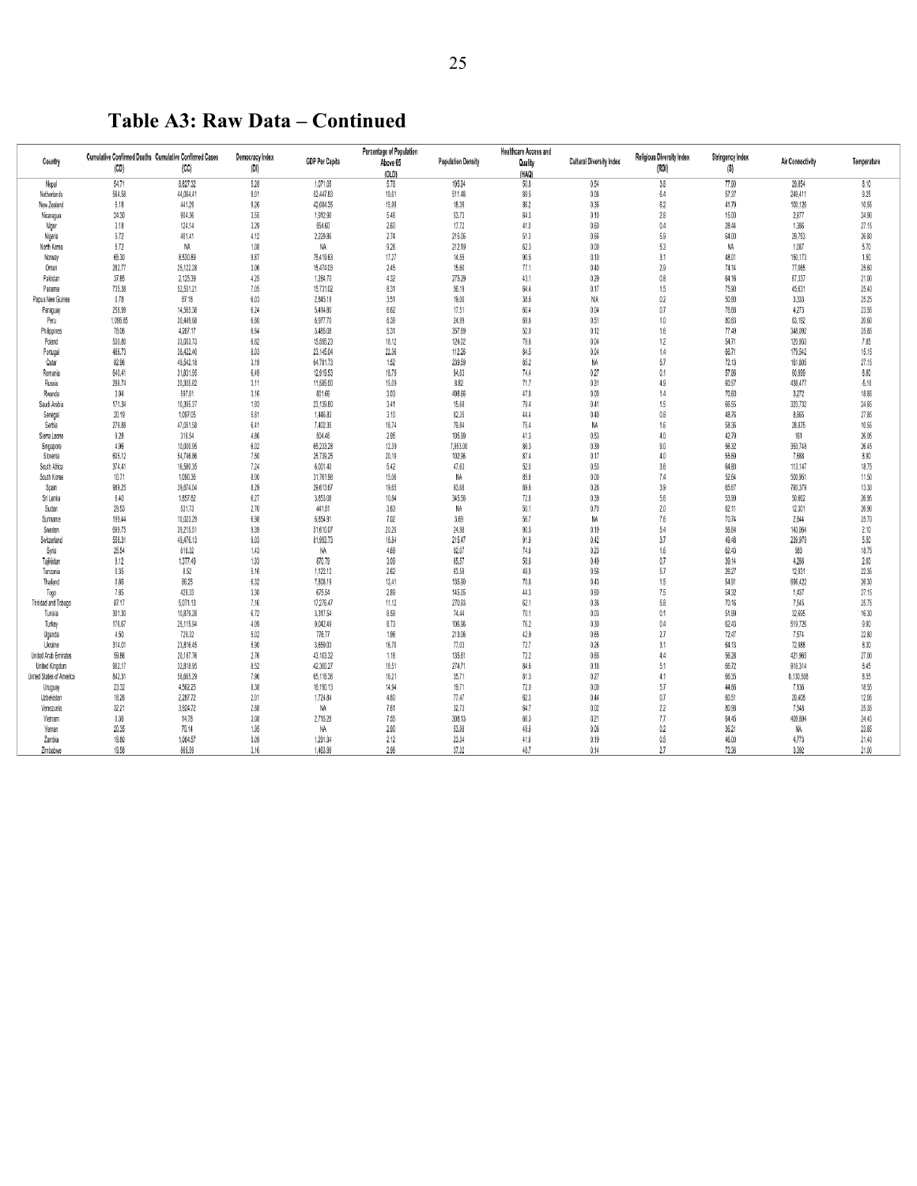## Table A3: Raw Data – Continued

| Country | Cumulative Confirmed Deaths (CD) | Cumulative Confirmed Cases (CC) | Democracy Index (DI) | GDP Per Capita | Percentage of Population Above 65 (OLD) | Population Density | Healthcare Access and Quality (HAQ) | Cultural Diversity Index | Religious Diversity Index (RDI) | Stringency Index (S) | Air Connectivity | Temperature |
|---|---|---|---|---|---|---|---|---|---|---|---|---|
| Nepal | 54.71 | 8,627.32 | 5.28 | 1,071.05 | 5.78 | 195.94 | 50.8 | 0.54 | 3.8 | 77.90 | 26,854 | 8.10 |
| Netherlands | 564.58 | 44,064.41 | 9.01 | 52,447.83 | 19.61 | 511.48 | 89.5 | 0.08 | 6.4 | 57.37 | 240,411 | 9.25 |
| New Zealand | 5.18 | 441.29 | 9.26 | 42,084.35 | 15.99 | 18.39 | 86.2 | 0.36 | 6.2 | 41.79 | 100,126 | 10.55 |
| Nicaragua | 24.30 | 904.36 | 3.55 | 1,912.90 | 5.46 | 53.73 | 64.5 | 0.10 | 2.8 | 15.00 | 2,877 | 24.90 |
| Niger | 3.18 | 124.14 | 3.29 | 554.60 | 2.60 | 17.72 | 41.0 | 0.60 | 0.4 | 28.44 | 1,386 | 27.15 |
| Nigeria | 5.72 | 401.41 | 4.12 | 2,229.86 | 2.74 | 215.06 | 51.3 | 0.66 | 5.9 | 64.00 | 29,753 | 26.80 |
| North Korea | 5.72 | NA | 1.08 | NA | 9.26 | 212.19 | 62.3 | 0.00 | 5.3 | NA | 1,087 | 5.70 |
| Norway | 65.30 | 8,530.89 | 9.87 | 75,419.63 | 17.27 | 14.55 | 90.5 | 0.10 | 3.1 | 48.01 | 160,173 | 1.50 |
| Oman | 282.77 | 25,122.28 | 3.06 | 15,474.03 | 2.45 | 15.60 | 77.1 | 0.40 | 2.9 | 74.14 | 77,065 | 25.60 |
| Pakistan | 37.65 | 2,125.39 | 4.25 | 1,284.70 | 4.32 | 275.29 | 43.1 | 0.29 | 0.8 | 64.16 | 67,337 | 21.00 |
| Panama | 735.38 | 52,531.21 | 7.05 | 15,731.02 | 8.31 | 56.19 | 64.4 | 0.17 | 1.5 | 75.90 | 45,631 | 25.40 |
| Papua New Guinea | 0.78 | 87.18 | 6.03 | 2,845.18 | 3.51 | 18.00 | 38.6 | NA | 0.2 | 50.60 | 3,333 | 25.25 |
| Paraguay | 256.99 | 14,565.38 | 6.24 | 5,414.80 | 6.62 | 17.51 | 60.4 | 0.04 | 0.7 | 76.68 | 4,273 | 23.55 |
| Peru | 1,099.65 | 30,449.68 | 6.60 | 6,977.70 | 8.39 | 24.99 | 69.6 | 0.51 | 1.0 | 80.63 | 63,192 | 20.60 |
| Philippines | 78.06 | 4,267.17 | 6.64 | 3,485.08 | 5.31 | 357.69 | 52.9 | 0.12 | 1.6 | 77.49 | 348,092 | 25.85 |
| Poland | 530.80 | 33,003.73 | 6.62 | 15,595.23 | 18.12 | 124.02 | 79.6 | 0.04 | 1.2 | 54.71 | 120,933 | 7.85 |
| Portugal | 486.73 | 38,422.40 | 8.03 | 23,145.04 | 22.36 | 112.26 | 84.5 | 0.04 | 1.4 | 66.71 | 179,542 | 15.15 |
| Qatar | 82.66 | 49,543.18 | 3.19 | 64,781.73 | 1.62 | 239.59 | 85.2 | NA | 5.7 | 72.13 | 161,835 | 27.15 |
| Romania | 640.41 | 31,801.95 | 6.49 | 12,919.53 | 18.79 | 84.03 | 74.4 | 0.27 | 0.1 | 57.66 | 60,999 | 8.80 |
| Russia | 298.74 | 20,305.62 | 3.11 | 11,585.00 | 15.09 | 8.82 | 71.7 | 0.31 | 4.9 | 60.57 | 430,477 | -5.10 |
| Rwanda | 3.94 | 597.81 | 3.16 | 801.66 | 3.03 | 498.66 | 47.8 | 0.00 | 1.4 | 70.60 | 9,272 | 18.85 |
| Saudi Arabia | 171.34 | 10,365.57 | 1.93 | 23,139.80 | 3.41 | 15.68 | 79.4 | 0.41 | 1.5 | 66.55 | 323,732 | 24.65 |
| Senegal | 20.19 | 1,097.05 | 5.81 | 1,446.83 | 3.10 | 82.35 | 44.4 | 0.40 | 0.8 | 48.76 | 8,665 | 27.85 |
| Serbia | 276.88 | 47,051.58 | 6.41 | 7,402.35 | 18.74 | 79.84 | 75.4 | NA | 1.6 | 58.36 | 26,875 | 10.55 |
| Sierra Leone | 9.28 | 319.54 | 4.86 | 504.46 | 2.95 | 105.99 | 41.3 | 0.53 | 4.0 | 42.79 | 181 | 26.05 |
| Singapore | 4.96 | 10,000.95 | 6.02 | 65,233.28 | 12.39 | 7,953.00 | 86.3 | 0.39 | 9.0 | 56.32 | 353,748 | 26.45 |
| Slovenia | 605.12 | 64,746.86 | 7.50 | 25,739.25 | 20.19 | 102.96 | 87.4 | 0.17 | 4.0 | 55.69 | 7,688 | 8.90 |
| South Africa | 374.41 | 16,580.35 | 7.24 | 6,001.40 | 5.42 | 47.63 | 52.0 | 0.53 | 3.6 | 64.80 | 113,147 | 18.75 |
| South Korea | 10.71 | 1,090.36 | 8.00 | 31,761.98 | 15.06 | NA | 85.8 | 0.00 | 7.4 | 52.64 | 500,951 | 11.50 |
| Spain | 969.25 | 39,674.04 | 8.29 | 29,613.67 | 19.65 | 93.68 | 89.6 | 0.26 | 3.9 | 65.67 | 780,379 | 13.30 |
| Sri Lanka | 0.40 | 1,857.62 | 6.27 | 3,853.08 | 10.84 | 345.55 | 72.8 | 0.39 | 5.6 | 53.99 | 50,662 | 26.95 |
| Sudan | 29.53 | 531.73 | 2.70 | 441.51 | 3.63 | NA | 50.1 | 0.70 | 2.0 | 62.11 | 12,301 | 26.90 |
| Suriname | 199.44 | 10,023.29 | 6.98 | 6,854.91 | 7.02 | 3.69 | 56.7 | NA | 7.6 | 70.74 | 2,944 | 25.70 |
| Sweden | 689.75 | 39,215.51 | 9.39 | 51,610.07 | 20.20 | 24.98 | 90.5 | 0.19 | 5.4 | 56.64 | 140,064 | 2.10 |
| Switzerland | 558.31 | 40,476.13 | 9.03 | 81,993.73 | 18.84 | 215.47 | 91.8 | 0.42 | 3.7 | 49.48 | 239,979 | 5.50 |
| Syria | 25.54 | 618.32 | 1.43 | NA | 4.69 | 92.07 | 74.6 | 0.23 | 1.6 | 62.43 | 583 | 18.75 |
| Tajikistan | 9.12 | 1,377.49 | 1.93 | 870.79 | 3.09 | 65.57 | 58.8 | 0.49 | 0.7 | 39.14 | 4,286 | 2.00 |
| Tanzania | 0.35 | 8.52 | 5.16 | 1,122.12 | 2.62 | 63.58 | 48.9 | 0.56 | 5.7 | 26.27 | 12,931 | 22.35 |
| Thailand | 0.86 | 96.25 | 6.32 | 7,808.19 | 12.41 | 135.90 | 70.8 | 0.43 | 1.5 | 54.91 | 696,422 | 26.30 |
| Togo | 7.85 | 428.33 | 3.30 | 675.54 | 2.89 | 145.05 | 44.3 | 0.60 | 7.5 | 54.32 | 1,437 | 27.15 |
| Trinidad and Tobago | 87.17 | 5,071.13 | 7.16 | 17,276.47 | 11.12 | 270.03 | 62.1 | 0.38 | 5.8 | 70.16 | 7,545 | 25.75 |
| Tunisia | 301.30 | 10,879.28 | 6.72 | 3,317.54 | 8.59 | 74.44 | 70.1 | 0.03 | 0.1 | 51.69 | 32,695 | 16.30 |
| Turkey | 176.67 | 25,115.94 | 4.09 | 9,042.49 | 8.73 | 106.96 | 76.2 | 0.30 | 0.4 | 62.43 | 519,726 | 9.90 |
| Uganda | 4.50 | 729.32 | 5.02 | 776.77 | 1.96 | 213.06 | 42.9 | 0.66 | 2.7 | 72.47 | 7,574 | 22.80 |
| Ukraine | 314.01 | 23,816.45 | 5.90 | 3,659.03 | 16.70 | 77.03 | 72.7 | 0.26 | 3.1 | 64.13 | 72,988 | 8.30 |
| United Arab Emirates | 59.86 | 20,187.76 | 2.76 | 43,103.32 | 1.16 | 135.61 | 72.2 | 0.65 | 4.4 | 56.28 | 421,965 | 27.00 |
| United Kingdom | 902.17 | 32,818.95 | 8.52 | 42,300.27 | 18.51 | 274.71 | 84.6 | 0.18 | 5.1 | 66.72 | 916,314 | 8.45 |
| United States of America | 842.31 | 56,665.29 | 7.96 | 65,118.36 | 16.21 | 35.71 | 81.3 | 0.27 | 4.1 | 66.35 | 8,130,508 | 8.55 |
| Uruguay | 23.32 | 4,562.25 | 8.38 | 16,190.13 | 14.94 | 19.71 | 72.0 | 0.00 | 5.7 | 57.72 | 7,136 | 18.55 |
| Uzbekistan | 18.26 | 2,287.72 | 2.01 | 1,724.84 | 4.60 | 77.47 | 62.3 | 0.44 | 0.7 | 60.51 | 20,406 | 12.05 |
| Venezuela | 32.21 | 3,924.72 | 2.88 | NA | 7.61 | 32.73 | 64.7 | 0.02 | 2.2 | 80.99 | 7,548 | 25.35 |
| Vietnam | 0.36 | 14.78 | 3.08 | 2,715.28 | 7.55 | 308.13 | 66.3 | 0.21 | 7.7 | 64.45 | 409,894 | 24.45 |
| Yemen | 20.35 | 70.14 | 1.95 | NA | 2.90 | 53.98 | 49.6 | 0.08 | 0.2 | 36.21 | NA | 23.85 |
| Zambia | 19.80 | 1,064.57 | 5.09 | 1,291.34 | 2.12 | 23.34 | 41.6 | 0.19 | 0.5 | 46.00 | 4,773 | 21.40 |
| Zimbabwe | 19.58 | 866.59 | 3.16 | 1,463.99 | 2.98 | 37.32 | 40.7 | 0.14 | 2.7 | 72.36 | 3,592 | 21.00 |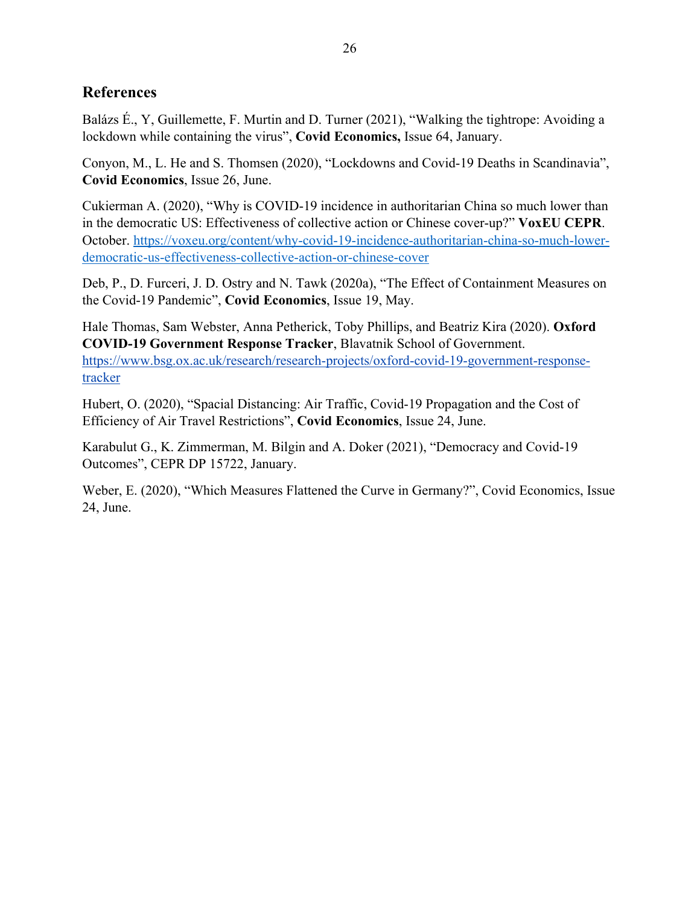## References

Balázs É., Y, Guillemette, F. Murtin and D. Turner (2021), "Walking the tightrope: Avoiding a lockdown while containing the virus", **Covid Economics,** Issue 64, January.

Conyon, M., L. He and S. Thomsen (2020), "Lockdowns and Covid-19 Deaths in Scandinavia", **Covid Economics**, Issue 26, June.

Cukierman A. (2020), "Why is COVID-19 incidence in authoritarian China so much lower than in the democratic US: Effectiveness of collective action or Chinese cover-up?" **VoxEU CEPR**. October. https://voxeu.org/content/why-covid-19-incidence-authoritarian-china-so-much-lower-democratic-us-effectiveness-collective-action-or-chinese-cover

Deb, P., D. Furceri, J. D. Ostry and N. Tawk (2020a), "The Effect of Containment Measures on the Covid-19 Pandemic", **Covid Economics**, Issue 19, May.

Hale Thomas, Sam Webster, Anna Petherick, Toby Phillips, and Beatriz Kira (2020). **Oxford COVID-19 Government Response Tracker**, Blavatnik School of Government. https://www.bsg.ox.ac.uk/research/research-projects/oxford-covid-19-government-response-tracker

Hubert, O. (2020), "Spacial Distancing: Air Traffic, Covid-19 Propagation and the Cost of Efficiency of Air Travel Restrictions", **Covid Economics**, Issue 24, June.

Karabulut G., K. Zimmerman, M. Bilgin and A. Doker (2021), "Democracy and Covid-19 Outcomes", CEPR DP 15722, January.

Weber, E. (2020), "Which Measures Flattened the Curve in Germany?", Covid Economics, Issue 24, June.